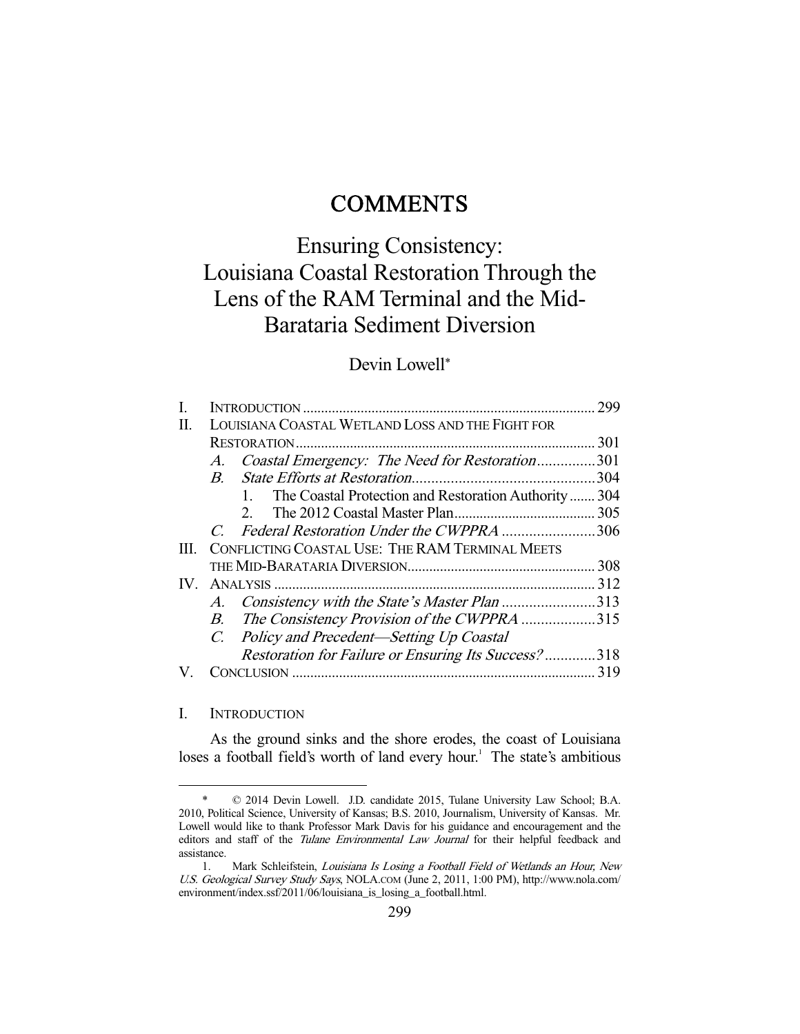# COMMENTS

# Ensuring Consistency: Louisiana Coastal Restoration Through the Lens of the RAM Terminal and the Mid-Barataria Sediment Diversion

Devin Lowell*

| | | |
|---|---|---|
| I. | INTRODUCTION | 299 |
| II. | LOUISIANA COASTAL WETLAND LOSS AND THE FIGHT FOR RESTORATION | 301 |
| | A. *Coastal Emergency: The Need for Restoration* | 301 |
| | B. *State Efforts at Restoration* | 304 |
| | 1. The Coastal Protection and Restoration Authority | 304 |
| | 2. The 2012 Coastal Master Plan | 305 |
| | C. *Federal Restoration Under the CWPPRA* | 306 |
| III. | CONFLICTING COASTAL USE: THE RAM TERMINAL MEETS THE MID-BARATARIA DIVERSION | 308 |
| IV. | ANALYSIS | 312 |
| | A. *Consistency with the State's Master Plan* | 313 |
| | B. *The Consistency Provision of the CWPPRA* | 315 |
| | C. *Policy and Precedent—Setting Up Coastal Restoration for Failure or Ensuring Its Success?* | 318 |
| V. | CONCLUSION | 319 |

## I. INTRODUCTION

As the ground sinks and the shore erodes, the coast of Louisiana loses a football field's worth of land every hour.[1] The state's ambitious

---

\* © 2014 Devin Lowell. J.D. candidate 2015, Tulane University Law School; B.A. 2010, Political Science, University of Kansas; B.S. 2010, Journalism, University of Kansas. Mr. Lowell would like to thank Professor Mark Davis for his guidance and encouragement and the editors and staff of the *Tulane Environmental Law Journal* for their helpful feedback and assistance.

1. Mark Schleifstein, *Louisiana Is Losing a Football Field of Wetlands an Hour, New U.S. Geological Survey Study Says*, NOLA.COM (June 2, 2011, 1:00 PM), http://www.nola.com/environment/index.ssf/2011/06/louisiana_is_losing_a_football.html.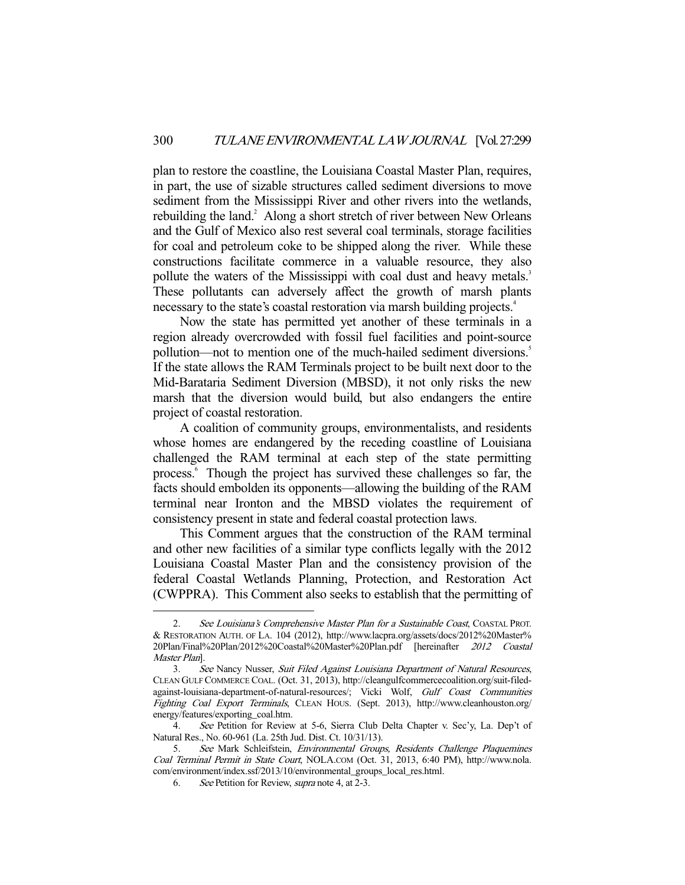plan to restore the coastline, the Louisiana Coastal Master Plan, requires, in part, the use of sizable structures called sediment diversions to move sediment from the Mississippi River and other rivers into the wetlands, rebuilding the land.[2] Along a short stretch of river between New Orleans and the Gulf of Mexico also rest several coal terminals, storage facilities for coal and petroleum coke to be shipped along the river. While these constructions facilitate commerce in a valuable resource, they also pollute the waters of the Mississippi with coal dust and heavy metals.[3] These pollutants can adversely affect the growth of marsh plants necessary to the state's coastal restoration via marsh building projects.[4]

Now the state has permitted yet another of these terminals in a region already overcrowded with fossil fuel facilities and point-source pollution—not to mention one of the much-hailed sediment diversions.[5] If the state allows the RAM Terminals project to be built next door to the Mid-Barataria Sediment Diversion (MBSD), it not only risks the new marsh that the diversion would build, but also endangers the entire project of coastal restoration.

A coalition of community groups, environmentalists, and residents whose homes are endangered by the receding coastline of Louisiana challenged the RAM terminal at each step of the state permitting process.[6] Though the project has survived these challenges so far, the facts should embolden its opponents—allowing the building of the RAM terminal near Ironton and the MBSD violates the requirement of consistency present in state and federal coastal protection laws.

This Comment argues that the construction of the RAM terminal and other new facilities of a similar type conflicts legally with the 2012 Louisiana Coastal Master Plan and the consistency provision of the federal Coastal Wetlands Planning, Protection, and Restoration Act (CWPPRA). This Comment also seeks to establish that the permitting of

---

2. *See Louisiana's Comprehensive Master Plan for a Sustainable Coast*, COASTAL PROT. & RESTORATION AUTH. OF LA. 104 (2012), http://www.lacpra.org/assets/docs/2012%20Master%20Plan/Final%20Plan/2012%20Coastal%20Master%20Plan.pdf [hereinafter *2012 Coastal Master Plan*].

3. *See* Nancy Nusser, *Suit Filed Against Louisiana Department of Natural Resources*, CLEAN GULF COMMERCE COAL. (Oct. 31, 2013), http://cleangulfcommercecoalition.org/suit-filed-against-louisiana-department-of-natural-resources/; Vicki Wolf, *Gulf Coast Communities Fighting Coal Export Terminals*, CLEAN HOUS. (Sept. 2013), http://www.cleanhouston.org/energy/features/exporting_coal.htm.

4. *See* Petition for Review at 5-6, Sierra Club Delta Chapter v. Sec'y, La. Dep't of Natural Res., No. 60-961 (La. 25th Jud. Dist. Ct. 10/31/13).

5. *See* Mark Schleifstein, *Environmental Groups, Residents Challenge Plaquemines Coal Terminal Permit in State Court*, NOLA.COM (Oct. 31, 2013, 6:40 PM), http://www.nola.com/environment/index.ssf/2013/10/environmental_groups_local_res.html.

6. *See* Petition for Review, *supra* note 4, at 2-3.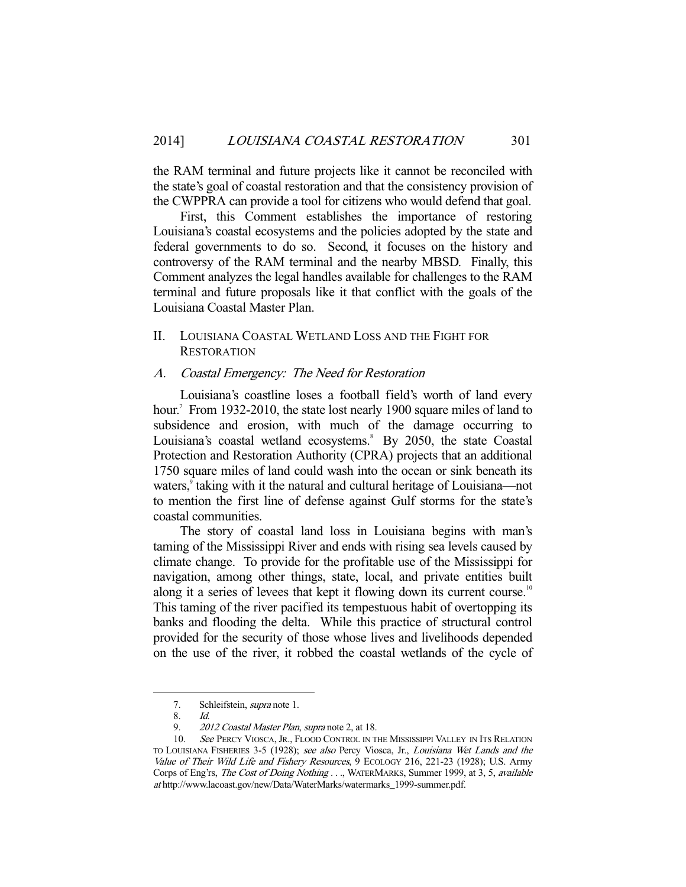the RAM terminal and future projects like it cannot be reconciled with the state's goal of coastal restoration and that the consistency provision of the CWPPRA can provide a tool for citizens who would defend that goal.

First, this Comment establishes the importance of restoring Louisiana's coastal ecosystems and the policies adopted by the state and federal governments to do so. Second, it focuses on the history and controversy of the RAM terminal and the nearby MBSD. Finally, this Comment analyzes the legal handles available for challenges to the RAM terminal and future proposals like it that conflict with the goals of the Louisiana Coastal Master Plan.

## II. LOUISIANA COASTAL WETLAND LOSS AND THE FIGHT FOR RESTORATION

### A. *Coastal Emergency: The Need for Restoration*

Louisiana's coastline loses a football field's worth of land every hour.[7] From 1932-2010, the state lost nearly 1900 square miles of land to subsidence and erosion, with much of the damage occurring to Louisiana's coastal wetland ecosystems.[8] By 2050, the state Coastal Protection and Restoration Authority (CPRA) projects that an additional 1750 square miles of land could wash into the ocean or sink beneath its waters,[9] taking with it the natural and cultural heritage of Louisiana—not to mention the first line of defense against Gulf storms for the state's coastal communities.

The story of coastal land loss in Louisiana begins with man's taming of the Mississippi River and ends with rising sea levels caused by climate change. To provide for the profitable use of the Mississippi for navigation, among other things, state, local, and private entities built along it a series of levees that kept it flowing down its current course.[10] This taming of the river pacified its tempestuous habit of overtopping its banks and flooding the delta. While this practice of structural control provided for the security of those whose lives and livelihoods depended on the use of the river, it robbed the coastal wetlands of the cycle of

---

7. Schleifstein, *supra* note 1.

8. *Id.*

9. *2012 Coastal Master Plan*, *supra* note 2, at 18.

10. *See* PERCY VIOSCA, JR., FLOOD CONTROL IN THE MISSISSIPPI VALLEY IN ITS RELATION TO LOUISIANA FISHERIES 3-5 (1928); *see also* Percy Viosca, Jr., *Louisiana Wet Lands and the Value of Their Wild Life and Fishery Resources*, 9 ECOLOGY 216, 221-23 (1928); U.S. Army Corps of Eng'rs, *The Cost of Doing Nothing . . .*, WATERMARKS, Summer 1999, at 3, 5, *available at* http://www.lacoast.gov/new/Data/WaterMarks/watermarks_1999-summer.pdf.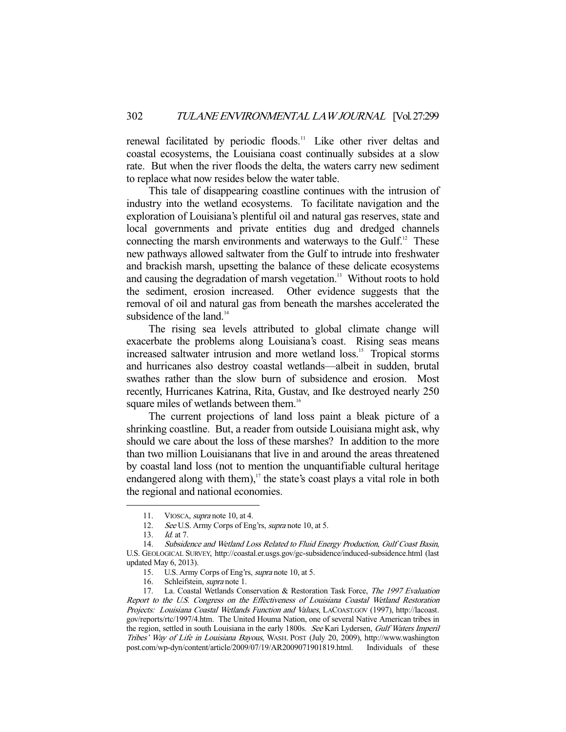renewal facilitated by periodic floods.[11] Like other river deltas and coastal ecosystems, the Louisiana coast continually subsides at a slow rate. But when the river floods the delta, the waters carry new sediment to replace what now resides below the water table.

This tale of disappearing coastline continues with the intrusion of industry into the wetland ecosystems. To facilitate navigation and the exploration of Louisiana's plentiful oil and natural gas reserves, state and local governments and private entities dug and dredged channels connecting the marsh environments and waterways to the Gulf.[12] These new pathways allowed saltwater from the Gulf to intrude into freshwater and brackish marsh, upsetting the balance of these delicate ecosystems and causing the degradation of marsh vegetation.[13] Without roots to hold the sediment, erosion increased. Other evidence suggests that the removal of oil and natural gas from beneath the marshes accelerated the subsidence of the land.[14]

The rising sea levels attributed to global climate change will exacerbate the problems along Louisiana's coast. Rising seas means increased saltwater intrusion and more wetland loss.[15] Tropical storms and hurricanes also destroy coastal wetlands—albeit in sudden, brutal swathes rather than the slow burn of subsidence and erosion. Most recently, Hurricanes Katrina, Rita, Gustav, and Ike destroyed nearly 250 square miles of wetlands between them.[16]

The current projections of land loss paint a bleak picture of a shrinking coastline. But, a reader from outside Louisiana might ask, why should we care about the loss of these marshes? In addition to the more than two million Louisianans that live in and around the areas threatened by coastal land loss (not to mention the unquantifiable cultural heritage endangered along with them),[17] the state's coast plays a vital role in both the regional and national economies.

---

11. VIOSCA, *supra* note 10, at 4.
12. *See* U.S. Army Corps of Eng'rs, *supra* note 10, at 5.
13. *Id.* at 7.
14. *Subsidence and Wetland Loss Related to Fluid Energy Production, Gulf Coast Basin*, U.S. GEOLOGICAL SURVEY, http://coastal.er.usgs.gov/gc-subsidence/induced-subsidence.html (last updated May 6, 2013).
15. U.S. Army Corps of Eng'rs, *supra* note 10, at 5.
16. Schleifstein, *supra* note 1.
17. La. Coastal Wetlands Conservation & Restoration Task Force, *The 1997 Evaluation Report to the U.S. Congress on the Effectiveness of Louisiana Coastal Wetland Restoration Projects: Louisiana Coastal Wetlands Function and Values*, LACOAST.GOV (1997), http://lacoast.gov/reports/rtc/1997/4.htm. The United Houma Nation, one of several Native American tribes in the region, settled in south Louisiana in the early 1800s. *See* Kari Lydersen, *Gulf Waters Imperil Tribes' Way of Life in Louisiana Bayous*, WASH. POST (July 20, 2009), http://www.washingtonpost.com/wp-dyn/content/article/2009/07/19/AR2009071901819.html. Individuals of these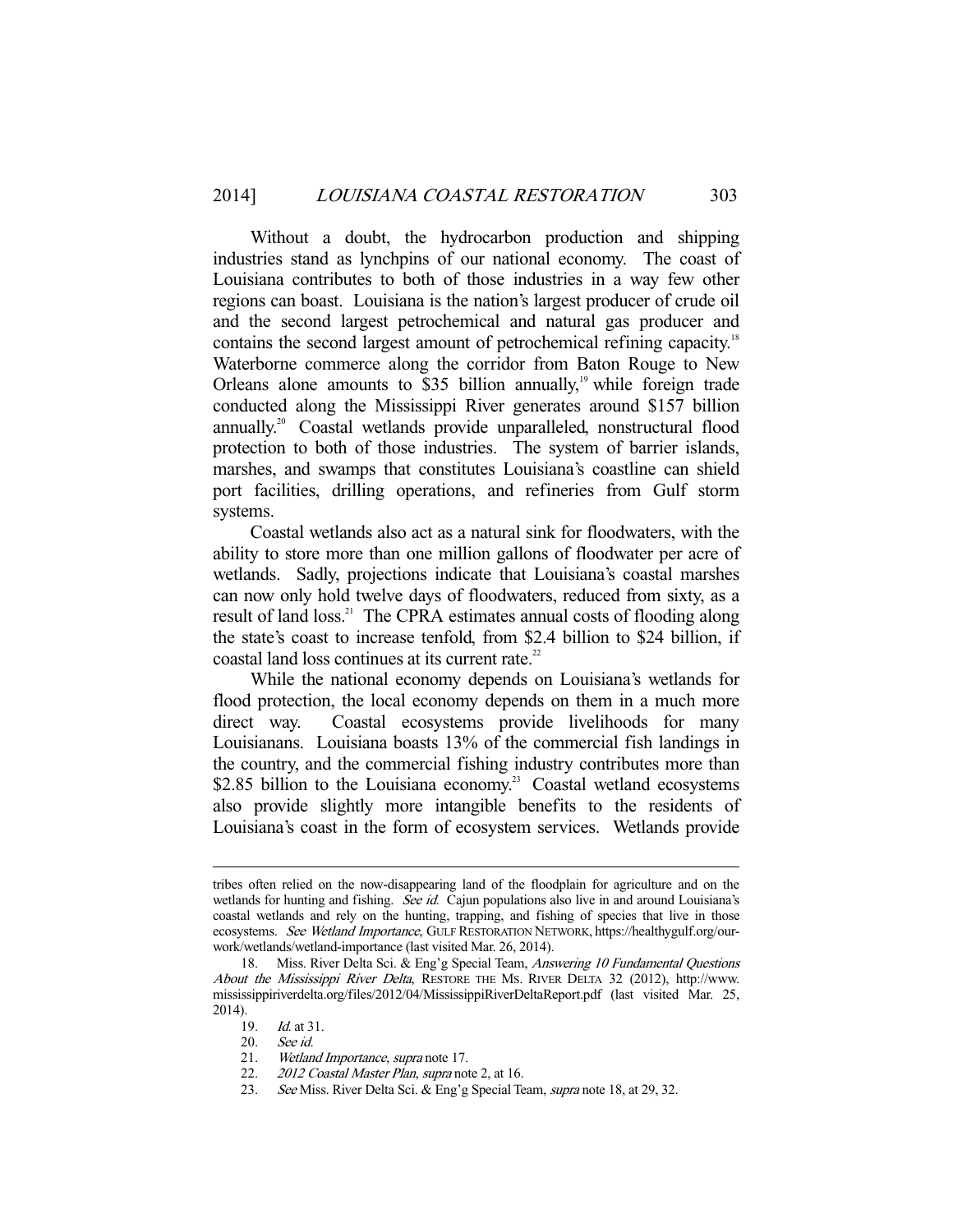Without a doubt, the hydrocarbon production and shipping industries stand as lynchpins of our national economy. The coast of Louisiana contributes to both of those industries in a way few other regions can boast. Louisiana is the nation's largest producer of crude oil and the second largest petrochemical and natural gas producer and contains the second largest amount of petrochemical refining capacity.[18] Waterborne commerce along the corridor from Baton Rouge to New Orleans alone amounts to $35 billion annually,[19] while foreign trade conducted along the Mississippi River generates around $157 billion annually.[20] Coastal wetlands provide unparalleled, nonstructural flood protection to both of those industries. The system of barrier islands, marshes, and swamps that constitutes Louisiana's coastline can shield port facilities, drilling operations, and refineries from Gulf storm systems.

Coastal wetlands also act as a natural sink for floodwaters, with the ability to store more than one million gallons of floodwater per acre of wetlands. Sadly, projections indicate that Louisiana's coastal marshes can now only hold twelve days of floodwaters, reduced from sixty, as a result of land loss.[21] The CPRA estimates annual costs of flooding along the state's coast to increase tenfold, from $2.4 billion to $24 billion, if coastal land loss continues at its current rate.[22]

While the national economy depends on Louisiana's wetlands for flood protection, the local economy depends on them in a much more direct way. Coastal ecosystems provide livelihoods for many Louisianans. Louisiana boasts 13% of the commercial fish landings in the country, and the commercial fishing industry contributes more than $2.85 billion to the Louisiana economy.[23] Coastal wetland ecosystems also provide slightly more intangible benefits to the residents of Louisiana's coast in the form of ecosystem services. Wetlands provide

---

tribes often relied on the now-disappearing land of the floodplain for agriculture and on the wetlands for hunting and fishing. *See id.* Cajun populations also live in and around Louisiana's coastal wetlands and rely on the hunting, trapping, and fishing of species that live in those ecosystems. *See Wetland Importance*, GULF RESTORATION NETWORK, https://healthygulf.org/our-work/wetlands/wetland-importance (last visited Mar. 26, 2014).

18. Miss. River Delta Sci. & Eng'g Special Team, *Answering 10 Fundamental Questions About the Mississippi River Delta*, RESTORE THE MS. RIVER DELTA 32 (2012), http://www.mississippiriverdelta.org/files/2012/04/MississippiRiverDeltaReport.pdf (last visited Mar. 25, 2014).

19. *Id.* at 31.

20. *See id.*

21. *Wetland Importance*, *supra* note 17.

22. *2012 Coastal Master Plan*, *supra* note 2, at 16.

23. *See* Miss. River Delta Sci. & Eng'g Special Team, *supra* note 18, at 29, 32.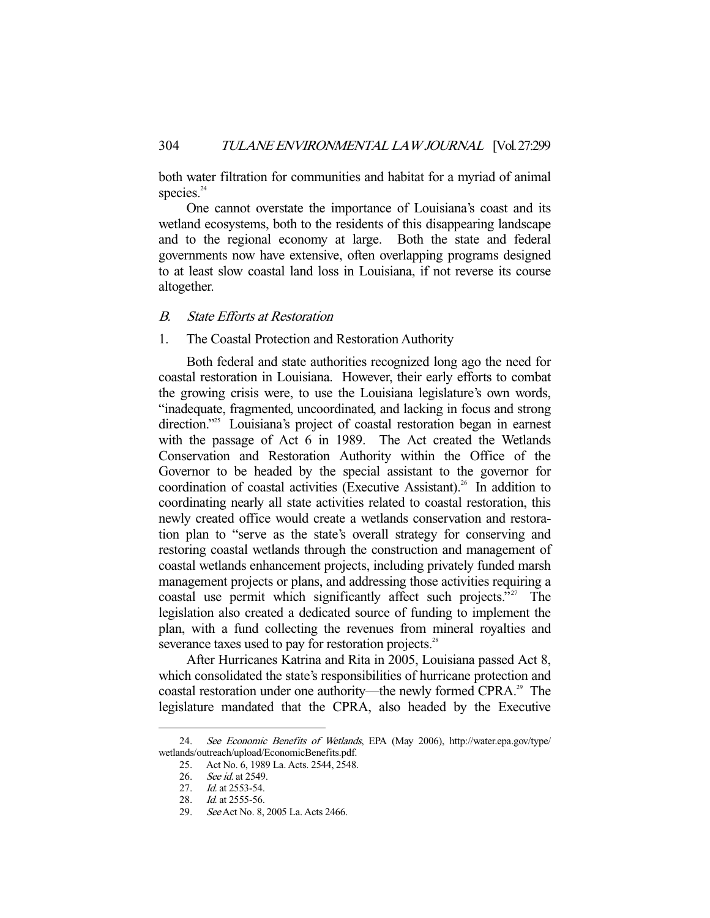both water filtration for communities and habitat for a myriad of animal species.[24]

One cannot overstate the importance of Louisiana's coast and its wetland ecosystems, both to the residents of this disappearing landscape and to the regional economy at large. Both the state and federal governments now have extensive, often overlapping programs designed to at least slow coastal land loss in Louisiana, if not reverse its course altogether.

### *B. State Efforts at Restoration*

#### 1. The Coastal Protection and Restoration Authority

Both federal and state authorities recognized long ago the need for coastal restoration in Louisiana. However, their early efforts to combat the growing crisis were, to use the Louisiana legislature's own words, "inadequate, fragmented, uncoordinated, and lacking in focus and strong direction."[25] Louisiana's project of coastal restoration began in earnest with the passage of Act 6 in 1989. The Act created the Wetlands Conservation and Restoration Authority within the Office of the Governor to be headed by the special assistant to the governor for coordination of coastal activities (Executive Assistant).[26] In addition to coordinating nearly all state activities related to coastal restoration, this newly created office would create a wetlands conservation and restoration plan to "serve as the state's overall strategy for conserving and restoring coastal wetlands through the construction and management of coastal wetlands enhancement projects, including privately funded marsh management projects or plans, and addressing those activities requiring a coastal use permit which significantly affect such projects."[27] The legislation also created a dedicated source of funding to implement the plan, with a fund collecting the revenues from mineral royalties and severance taxes used to pay for restoration projects.[28]

After Hurricanes Katrina and Rita in 2005, Louisiana passed Act 8, which consolidated the state's responsibilities of hurricane protection and coastal restoration under one authority—the newly formed CPRA.[29] The legislature mandated that the CPRA, also headed by the Executive

---

24. *See Economic Benefits of Wetlands*, EPA (May 2006), http://water.epa.gov/type/wetlands/outreach/upload/EconomicBenefits.pdf.

25. Act No. 6, 1989 La. Acts. 2544, 2548.

26. *See id.* at 2549.

27. *Id.* at 2553-54.

28. *Id.* at 2555-56.

29. *See* Act No. 8, 2005 La. Acts 2466.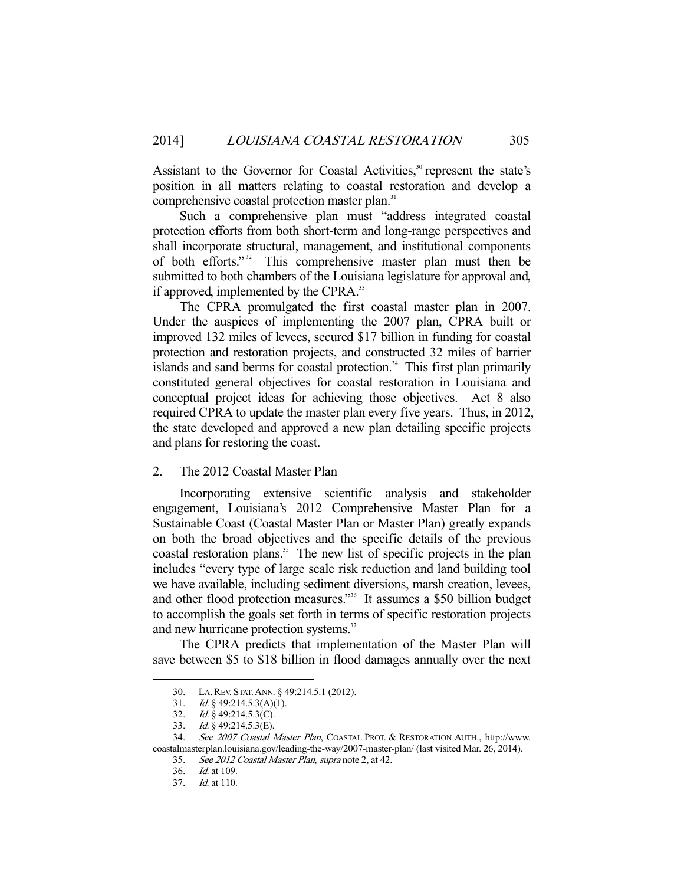Assistant to the Governor for Coastal Activities,[30] represent the state's position in all matters relating to coastal restoration and develop a comprehensive coastal protection master plan.[31]

Such a comprehensive plan must "address integrated coastal protection efforts from both short-term and long-range perspectives and shall incorporate structural, management, and institutional components of both efforts."[32] This comprehensive master plan must then be submitted to both chambers of the Louisiana legislature for approval and, if approved, implemented by the CPRA.[33]

The CPRA promulgated the first coastal master plan in 2007. Under the auspices of implementing the 2007 plan, CPRA built or improved 132 miles of levees, secured $17 billion in funding for coastal protection and restoration projects, and constructed 32 miles of barrier islands and sand berms for coastal protection.[34] This first plan primarily constituted general objectives for coastal restoration in Louisiana and conceptual project ideas for achieving those objectives. Act 8 also required CPRA to update the master plan every five years. Thus, in 2012, the state developed and approved a new plan detailing specific projects and plans for restoring the coast.

### 2. The 2012 Coastal Master Plan

Incorporating extensive scientific analysis and stakeholder engagement, Louisiana's 2012 Comprehensive Master Plan for a Sustainable Coast (Coastal Master Plan or Master Plan) greatly expands on both the broad objectives and the specific details of the previous coastal restoration plans.[35] The new list of specific projects in the plan includes "every type of large scale risk reduction and land building tool we have available, including sediment diversions, marsh creation, levees, and other flood protection measures."[36] It assumes a $50 billion budget to accomplish the goals set forth in terms of specific restoration projects and new hurricane protection systems.[37]

The CPRA predicts that implementation of the Master Plan will save between $5 to $18 billion in flood damages annually over the next

---

30. LA. REV. STAT. ANN. § 49:214.5.1 (2012).

31. *Id.* § 49:214.5.3(A)(1).

32. *Id.* § 49:214.5.3(C).

33. *Id.* § 49:214.5.3(E).

34. *See 2007 Coastal Master Plan*, COASTAL PROT. & RESTORATION AUTH., http://www.coastalmasterplan.louisiana.gov/leading-the-way/2007-master-plan/ (last visited Mar. 26, 2014).

35. *See 2012 Coastal Master Plan*, *supra* note 2, at 42.

36. *Id.* at 109.

37. *Id.* at 110.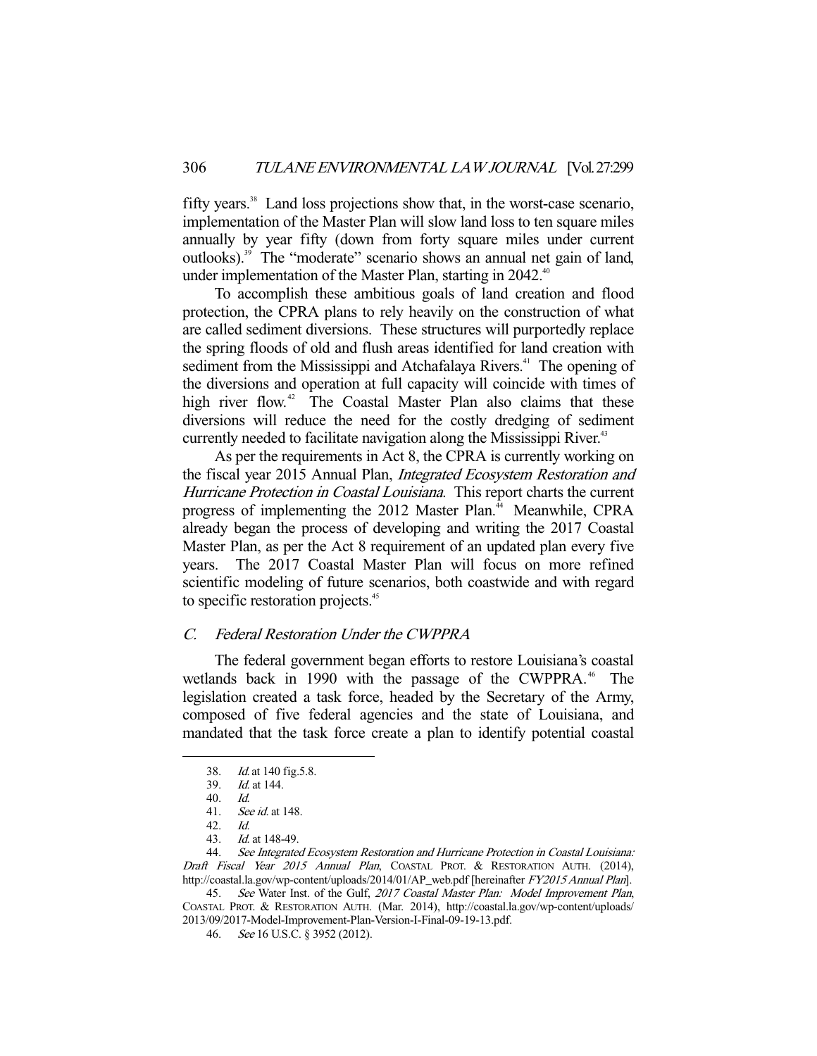fifty years.[38] Land loss projections show that, in the worst-case scenario, implementation of the Master Plan will slow land loss to ten square miles annually by year fifty (down from forty square miles under current outlooks).[39] The "moderate" scenario shows an annual net gain of land, under implementation of the Master Plan, starting in 2042.[40]

To accomplish these ambitious goals of land creation and flood protection, the CPRA plans to rely heavily on the construction of what are called sediment diversions. These structures will purportedly replace the spring floods of old and flush areas identified for land creation with sediment from the Mississippi and Atchafalaya Rivers.[41] The opening of the diversions and operation at full capacity will coincide with times of high river flow.[42] The Coastal Master Plan also claims that these diversions will reduce the need for the costly dredging of sediment currently needed to facilitate navigation along the Mississippi River.[43]

As per the requirements in Act 8, the CPRA is currently working on the fiscal year 2015 Annual Plan, *Integrated Ecosystem Restoration and Hurricane Protection in Coastal Louisiana*. This report charts the current progress of implementing the 2012 Master Plan.[44] Meanwhile, CPRA already began the process of developing and writing the 2017 Coastal Master Plan, as per the Act 8 requirement of an updated plan every five years. The 2017 Coastal Master Plan will focus on more refined scientific modeling of future scenarios, both coastwide and with regard to specific restoration projects.[45]

### C. Federal Restoration Under the CWPPRA

The federal government began efforts to restore Louisiana's coastal wetlands back in 1990 with the passage of the CWPPRA.[46] The legislation created a task force, headed by the Secretary of the Army, composed of five federal agencies and the state of Louisiana, and mandated that the task force create a plan to identify potential coastal

---

38. *Id.* at 140 fig.5.8.

39. *Id.* at 144.

40. *Id.*

41. *See id.* at 148.

42. *Id.*

43. *Id.* at 148-49.

44. *See Integrated Ecosystem Restoration and Hurricane Protection in Coastal Louisiana: Draft Fiscal Year 2015 Annual Plan*, COASTAL PROT. & RESTORATION AUTH. (2014), http://coastal.la.gov/wp-content/uploads/2014/01/AP_web.pdf [hereinafter *FY2015 Annual Plan*].

45. *See* Water Inst. of the Gulf, *2017 Coastal Master Plan: Model Improvement Plan*, COASTAL PROT. & RESTORATION AUTH. (Mar. 2014), http://coastal.la.gov/wp-content/uploads/2013/09/2017-Model-Improvement-Plan-Version-I-Final-09-19-13.pdf.

46. *See* 16 U.S.C. § 3952 (2012).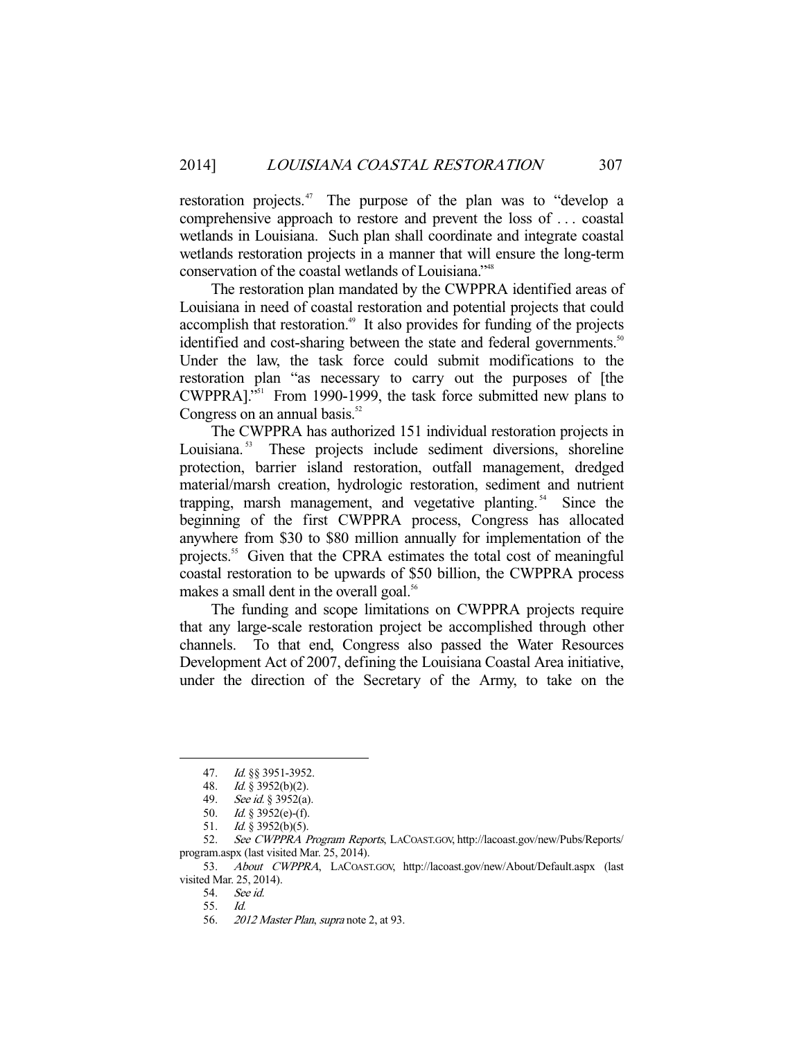restoration projects.[47] The purpose of the plan was to "develop a comprehensive approach to restore and prevent the loss of . . . coastal wetlands in Louisiana. Such plan shall coordinate and integrate coastal wetlands restoration projects in a manner that will ensure the long-term conservation of the coastal wetlands of Louisiana."[48]

The restoration plan mandated by the CWPPRA identified areas of Louisiana in need of coastal restoration and potential projects that could accomplish that restoration.[49] It also provides for funding of the projects identified and cost-sharing between the state and federal governments.[50] Under the law, the task force could submit modifications to the restoration plan "as necessary to carry out the purposes of [the CWPPRA]."[51] From 1990-1999, the task force submitted new plans to Congress on an annual basis.[52]

The CWPPRA has authorized 151 individual restoration projects in Louisiana.[53] These projects include sediment diversions, shoreline protection, barrier island restoration, outfall management, dredged material/marsh creation, hydrologic restoration, sediment and nutrient trapping, marsh management, and vegetative planting.[54] Since the beginning of the first CWPPRA process, Congress has allocated anywhere from $30 to $80 million annually for implementation of the projects.[55] Given that the CPRA estimates the total cost of meaningful coastal restoration to be upwards of $50 billion, the CWPPRA process makes a small dent in the overall goal.[56]

The funding and scope limitations on CWPPRA projects require that any large-scale restoration project be accomplished through other channels. To that end, Congress also passed the Water Resources Development Act of 2007, defining the Louisiana Coastal Area initiative, under the direction of the Secretary of the Army, to take on the

---

47. *Id.* §§ 3951-3952.

48. *Id.* § 3952(b)(2).

49. *See id.* § 3952(a).

50. *Id.* § 3952(e)-(f).

51. *Id.* § 3952(b)(5).

52. *See CWPPRA Program Reports*, LACOAST.GOV, http://lacoast.gov/new/Pubs/Reports/program.aspx (last visited Mar. 25, 2014).

53. *About CWPPRA*, LACOAST.GOV, http://lacoast.gov/new/About/Default.aspx (last visited Mar. 25, 2014).

54. *See id.*

55. *Id.*

56. *2012 Master Plan*, *supra* note 2, at 93.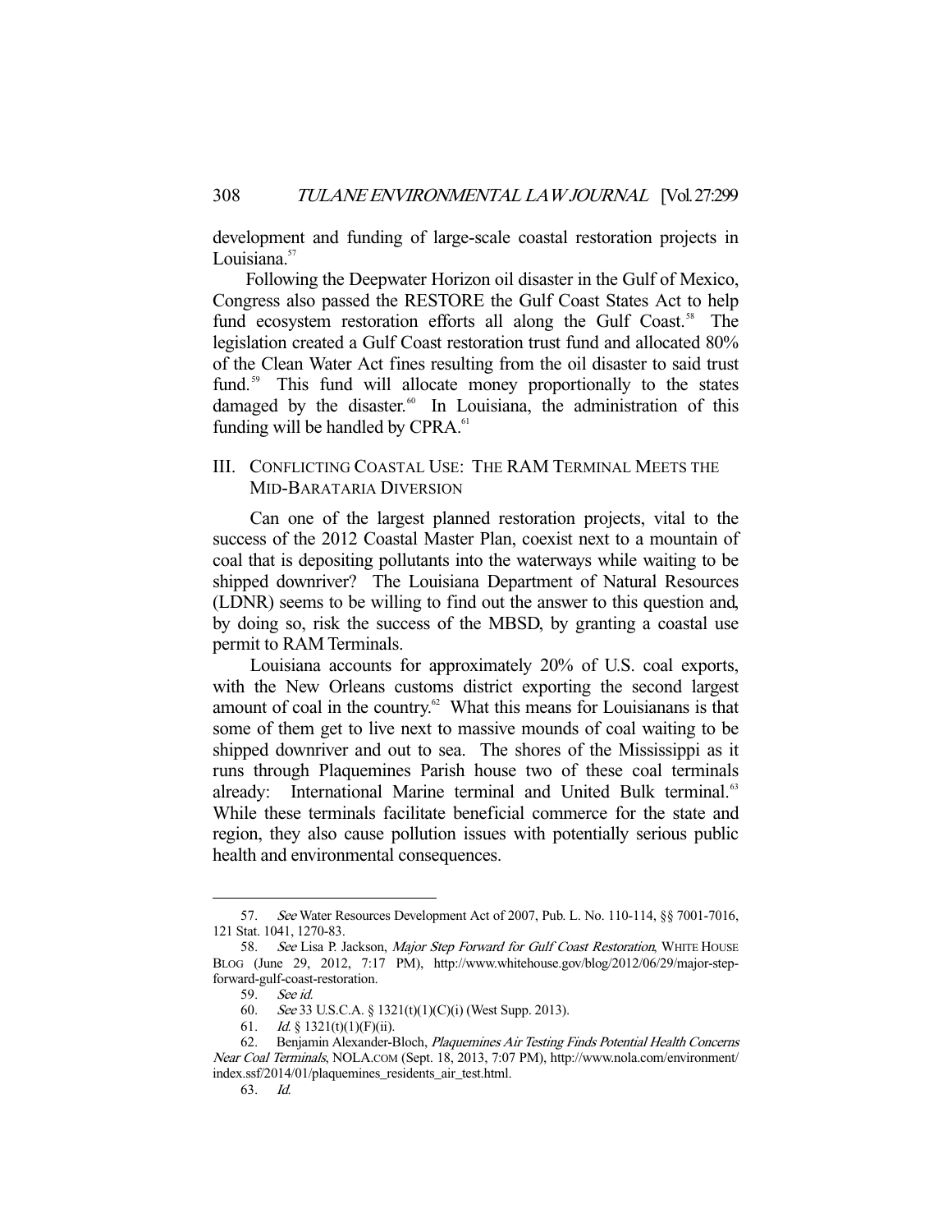development and funding of large-scale coastal restoration projects in Louisiana.[57]

Following the Deepwater Horizon oil disaster in the Gulf of Mexico, Congress also passed the RESTORE the Gulf Coast States Act to help fund ecosystem restoration efforts all along the Gulf Coast.[58] The legislation created a Gulf Coast restoration trust fund and allocated 80% of the Clean Water Act fines resulting from the oil disaster to said trust fund.[59] This fund will allocate money proportionally to the states damaged by the disaster.[60] In Louisiana, the administration of this funding will be handled by CPRA.[61]

## III. CONFLICTING COASTAL USE: THE RAM TERMINAL MEETS THE MID-BARATARIA DIVERSION

Can one of the largest planned restoration projects, vital to the success of the 2012 Coastal Master Plan, coexist next to a mountain of coal that is depositing pollutants into the waterways while waiting to be shipped downriver? The Louisiana Department of Natural Resources (LDNR) seems to be willing to find out the answer to this question and, by doing so, risk the success of the MBSD, by granting a coastal use permit to RAM Terminals.

Louisiana accounts for approximately 20% of U.S. coal exports, with the New Orleans customs district exporting the second largest amount of coal in the country.[62] What this means for Louisianans is that some of them get to live next to massive mounds of coal waiting to be shipped downriver and out to sea. The shores of the Mississippi as it runs through Plaquemines Parish house two of these coal terminals already: International Marine terminal and United Bulk terminal.[63] While these terminals facilitate beneficial commerce for the state and region, they also cause pollution issues with potentially serious public health and environmental consequences.

---

57. *See* Water Resources Development Act of 2007, Pub. L. No. 110-114, §§ 7001-7016, 121 Stat. 1041, 1270-83.

58. *See* Lisa P. Jackson, *Major Step Forward for Gulf Coast Restoration*, WHITE HOUSE BLOG (June 29, 2012, 7:17 PM), http://www.whitehouse.gov/blog/2012/06/29/major-step-forward-gulf-coast-restoration.

59. *See id.*

60. *See* 33 U.S.C.A. § 1321(t)(1)(C)(i) (West Supp. 2013).

61. *Id.* § 1321(t)(1)(F)(ii).

62. Benjamin Alexander-Bloch, *Plaquemines Air Testing Finds Potential Health Concerns Near Coal Terminals*, NOLA.COM (Sept. 18, 2013, 7:07 PM), http://www.nola.com/environment/index.ssf/2014/01/plaquemines_residents_air_test.html.

63. *Id.*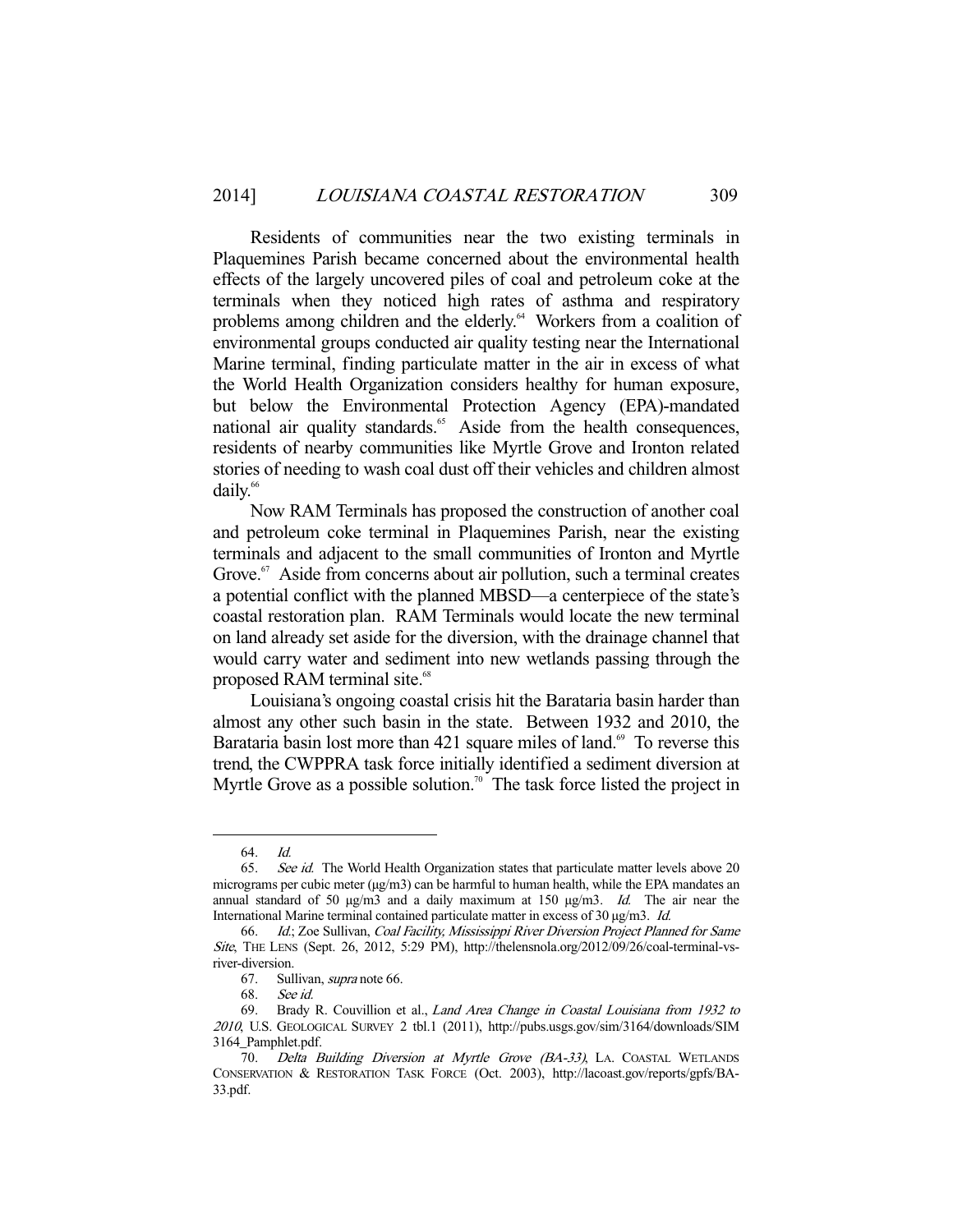Residents of communities near the two existing terminals in Plaquemines Parish became concerned about the environmental health effects of the largely uncovered piles of coal and petroleum coke at the terminals when they noticed high rates of asthma and respiratory problems among children and the elderly.[64] Workers from a coalition of environmental groups conducted air quality testing near the International Marine terminal, finding particulate matter in the air in excess of what the World Health Organization considers healthy for human exposure, but below the Environmental Protection Agency (EPA)-mandated national air quality standards.[65] Aside from the health consequences, residents of nearby communities like Myrtle Grove and Ironton related stories of needing to wash coal dust off their vehicles and children almost daily.[66]

Now RAM Terminals has proposed the construction of another coal and petroleum coke terminal in Plaquemines Parish, near the existing terminals and adjacent to the small communities of Ironton and Myrtle Grove.[67] Aside from concerns about air pollution, such a terminal creates a potential conflict with the planned MBSD—a centerpiece of the state's coastal restoration plan. RAM Terminals would locate the new terminal on land already set aside for the diversion, with the drainage channel that would carry water and sediment into new wetlands passing through the proposed RAM terminal site.[68]

Louisiana's ongoing coastal crisis hit the Barataria basin harder than almost any other such basin in the state. Between 1932 and 2010, the Barataria basin lost more than 421 square miles of land.[69] To reverse this trend, the CWPPRA task force initially identified a sediment diversion at Myrtle Grove as a possible solution.[70] The task force listed the project in

---

64. *Id.*

65. *See id.* The World Health Organization states that particulate matter levels above 20 micrograms per cubic meter (μg/m3) can be harmful to human health, while the EPA mandates an annual standard of 50 μg/m3 and a daily maximum at 150 μg/m3. *Id.* The air near the International Marine terminal contained particulate matter in excess of 30 μg/m3. *Id.*

66. *Id.*; Zoe Sullivan, *Coal Facility, Mississippi River Diversion Project Planned for Same Site*, THE LENS (Sept. 26, 2012, 5:29 PM), http://thelensnola.org/2012/09/26/coal-terminal-vs-river-diversion.

67. Sullivan, *supra* note 66.

68. *See id.*

69. Brady R. Couvillion et al., *Land Area Change in Coastal Louisiana from 1932 to 2010*, U.S. GEOLOGICAL SURVEY 2 tbl.1 (2011), http://pubs.usgs.gov/sim/3164/downloads/SIM3164_Pamphlet.pdf.

70. *Delta Building Diversion at Myrtle Grove (BA-33)*, LA. COASTAL WETLANDS CONSERVATION & RESTORATION TASK FORCE (Oct. 2003), http://lacoast.gov/reports/gpfs/BA-33.pdf.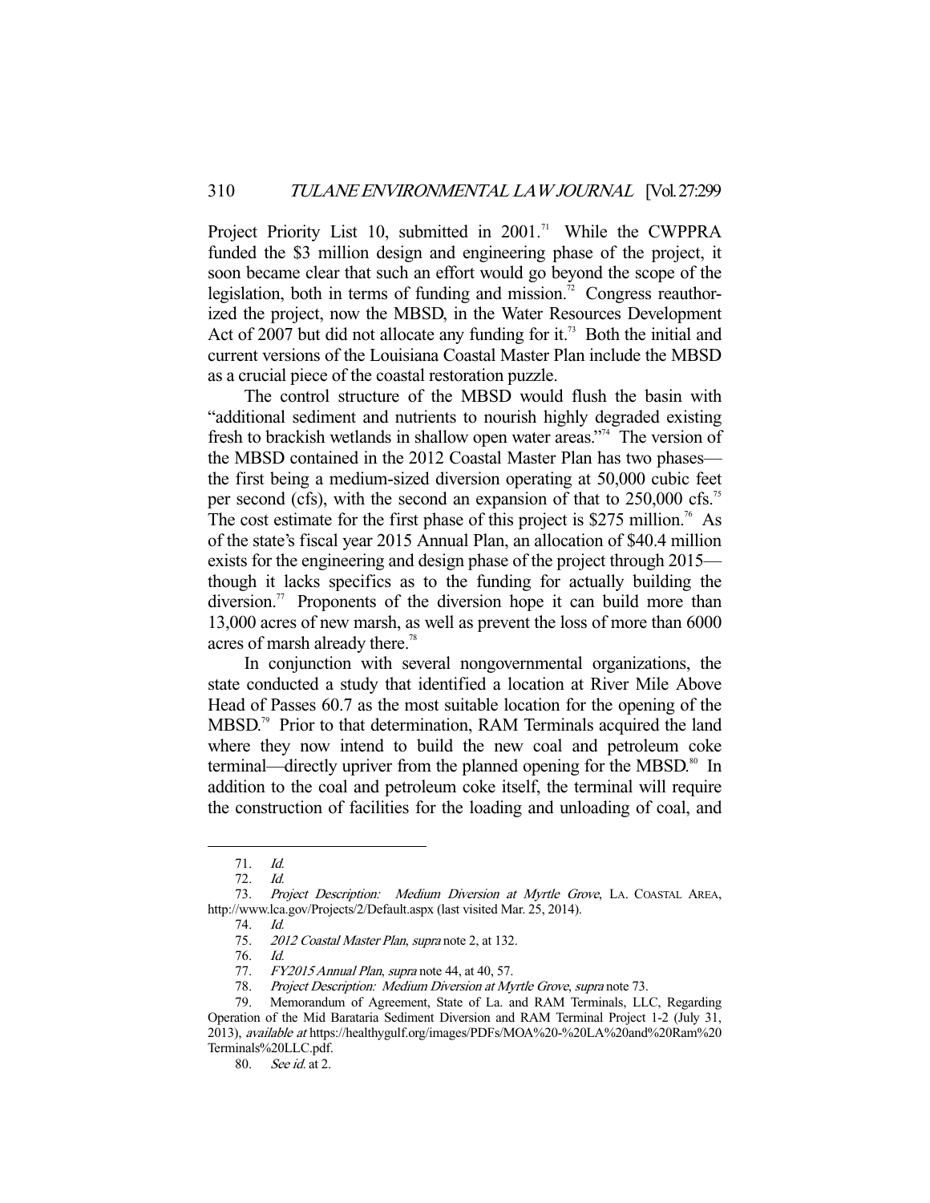Project Priority List 10, submitted in 2001.[71] While the CWPPRA funded the $3 million design and engineering phase of the project, it soon became clear that such an effort would go beyond the scope of the legislation, both in terms of funding and mission.[72] Congress reauthorized the project, now the MBSD, in the Water Resources Development Act of 2007 but did not allocate any funding for it.[73] Both the initial and current versions of the Louisiana Coastal Master Plan include the MBSD as a crucial piece of the coastal restoration puzzle.

The control structure of the MBSD would flush the basin with "additional sediment and nutrients to nourish highly degraded existing fresh to brackish wetlands in shallow open water areas."[74] The version of the MBSD contained in the 2012 Coastal Master Plan has two phases—the first being a medium-sized diversion operating at 50,000 cubic feet per second (cfs), with the second an expansion of that to 250,000 cfs.[75] The cost estimate for the first phase of this project is $275 million.[76] As of the state's fiscal year 2015 Annual Plan, an allocation of $40.4 million exists for the engineering and design phase of the project through 2015—though it lacks specifics as to the funding for actually building the diversion.[77] Proponents of the diversion hope it can build more than 13,000 acres of new marsh, as well as prevent the loss of more than 6000 acres of marsh already there.[78]

In conjunction with several nongovernmental organizations, the state conducted a study that identified a location at River Mile Above Head of Passes 60.7 as the most suitable location for the opening of the MBSD.[79] Prior to that determination, RAM Terminals acquired the land where they now intend to build the new coal and petroleum coke terminal—directly upriver from the planned opening for the MBSD.[80] In addition to the coal and petroleum coke itself, the terminal will require the construction of facilities for the loading and unloading of coal, and

---

71. *Id.*

72. *Id.*

73. *Project Description: Medium Diversion at Myrtle Grove*, LA. COASTAL AREA, http://www.lca.gov/Projects/2/Default.aspx (last visited Mar. 25, 2014).

74. *Id.*

75. *2012 Coastal Master Plan*, *supra* note 2, at 132.

76. *Id.*

77. *FY2015 Annual Plan*, *supra* note 44, at 40, 57.

78. *Project Description: Medium Diversion at Myrtle Grove*, *supra* note 73.

79. Memorandum of Agreement, State of La. and RAM Terminals, LLC, Regarding Operation of the Mid Barataria Sediment Diversion and RAM Terminal Project 1-2 (July 31, 2013), *available at* https://healthygulf.org/images/PDFs/MOA%20-%20LA%20and%20Ram%20Terminals%20LLC.pdf.

80. *See id.* at 2.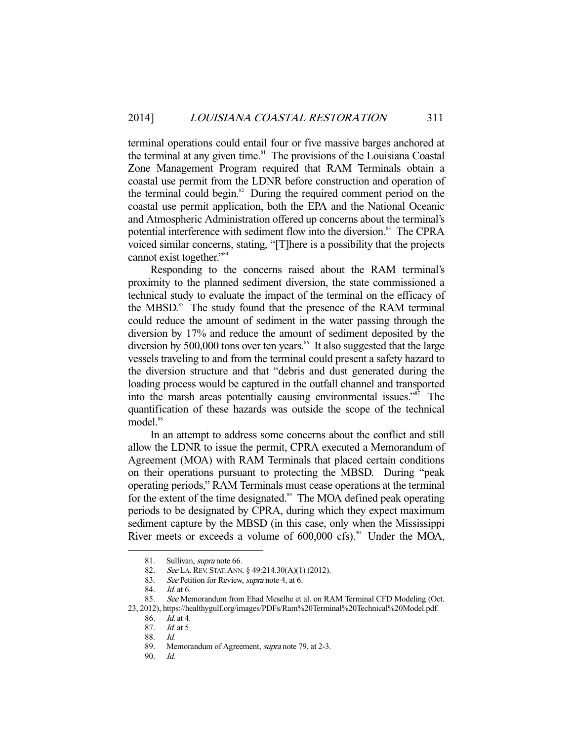terminal operations could entail four or five massive barges anchored at the terminal at any given time.[81] The provisions of the Louisiana Coastal Zone Management Program required that RAM Terminals obtain a coastal use permit from the LDNR before construction and operation of the terminal could begin.[82] During the required comment period on the coastal use permit application, both the EPA and the National Oceanic and Atmospheric Administration offered up concerns about the terminal's potential interference with sediment flow into the diversion.[83] The CPRA voiced similar concerns, stating, "[T]here is a possibility that the projects cannot exist together."[84]

Responding to the concerns raised about the RAM terminal's proximity to the planned sediment diversion, the state commissioned a technical study to evaluate the impact of the terminal on the efficacy of the MBSD.[85] The study found that the presence of the RAM terminal could reduce the amount of sediment in the water passing through the diversion by 17% and reduce the amount of sediment deposited by the diversion by 500,000 tons over ten years.[86] It also suggested that the large vessels traveling to and from the terminal could present a safety hazard to the diversion structure and that "debris and dust generated during the loading process would be captured in the outfall channel and transported into the marsh areas potentially causing environmental issues."[87] The quantification of these hazards was outside the scope of the technical model.[88]

In an attempt to address some concerns about the conflict and still allow the LDNR to issue the permit, CPRA executed a Memorandum of Agreement (MOA) with RAM Terminals that placed certain conditions on their operations pursuant to protecting the MBSD. During "peak operating periods," RAM Terminals must cease operations at the terminal for the extent of the time designated.[89] The MOA defined peak operating periods to be designated by CPRA, during which they expect maximum sediment capture by the MBSD (in this case, only when the Mississippi River meets or exceeds a volume of 600,000 cfs).[90] Under the MOA,

---

81. Sullivan, *supra* note 66.
82. *See* LA. REV. STAT. ANN. § 49:214.30(A)(1) (2012).
83. *See* Petition for Review, *supra* note 4, at 6.
84. *Id.* at 6.
85. *See* Memorandum from Ehad Meselhe et al. on RAM Terminal CFD Modeling (Oct. 23, 2012), https://healthygulf.org/images/PDFs/Ram%20Terminal%20Technical%20Model.pdf.
86. *Id.* at 4.
87. *Id.* at 5.
88. *Id.*
89. Memorandum of Agreement, *supra* note 79, at 2-3.
90. *Id.*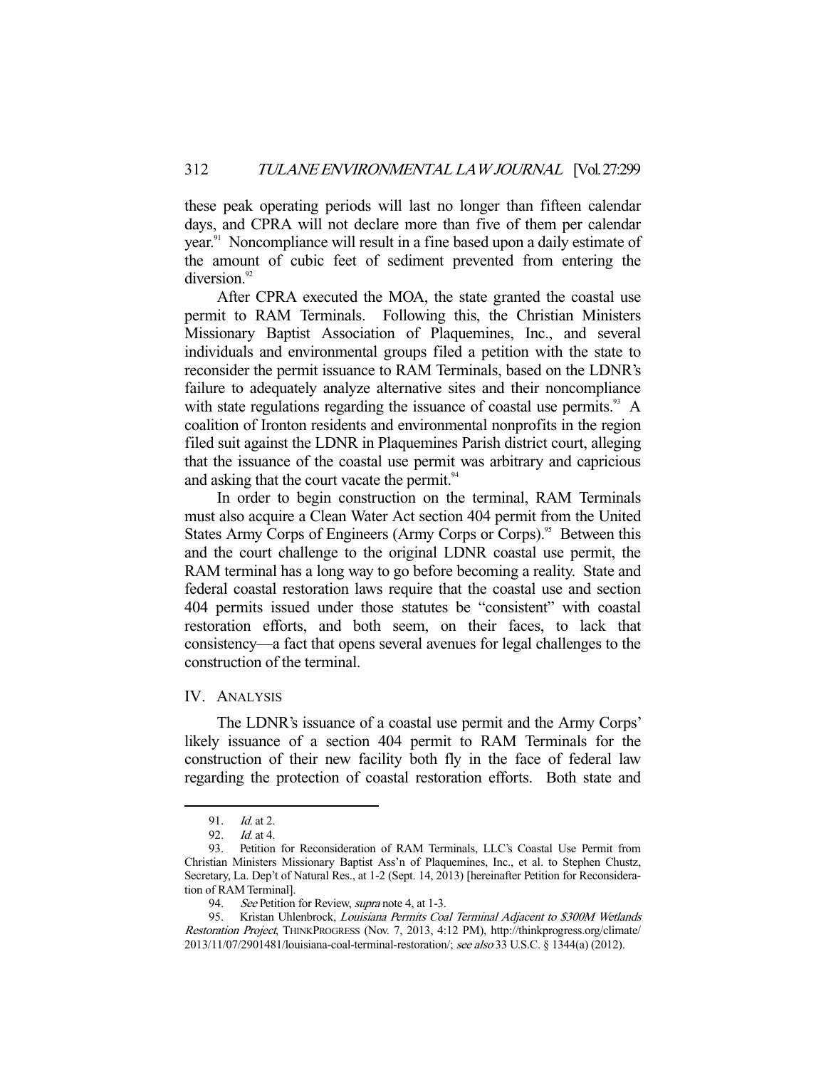these peak operating periods will last no longer than fifteen calendar days, and CPRA will not declare more than five of them per calendar year.[91] Noncompliance will result in a fine based upon a daily estimate of the amount of cubic feet of sediment prevented from entering the diversion.[92]

After CPRA executed the MOA, the state granted the coastal use permit to RAM Terminals. Following this, the Christian Ministers Missionary Baptist Association of Plaquemines, Inc., and several individuals and environmental groups filed a petition with the state to reconsider the permit issuance to RAM Terminals, based on the LDNR's failure to adequately analyze alternative sites and their noncompliance with state regulations regarding the issuance of coastal use permits.[93] A coalition of Ironton residents and environmental nonprofits in the region filed suit against the LDNR in Plaquemines Parish district court, alleging that the issuance of the coastal use permit was arbitrary and capricious and asking that the court vacate the permit.[94]

In order to begin construction on the terminal, RAM Terminals must also acquire a Clean Water Act section 404 permit from the United States Army Corps of Engineers (Army Corps or Corps).[95] Between this and the court challenge to the original LDNR coastal use permit, the RAM terminal has a long way to go before becoming a reality. State and federal coastal restoration laws require that the coastal use and section 404 permits issued under those statutes be "consistent" with coastal restoration efforts, and both seem, on their faces, to lack that consistency—a fact that opens several avenues for legal challenges to the construction of the terminal.

## IV. Analysis

The LDNR's issuance of a coastal use permit and the Army Corps' likely issuance of a section 404 permit to RAM Terminals for the construction of their new facility both fly in the face of federal law regarding the protection of coastal restoration efforts. Both state and

---

91. *Id.* at 2.

92. *Id.* at 4.

93. Petition for Reconsideration of RAM Terminals, LLC's Coastal Use Permit from Christian Ministers Missionary Baptist Ass'n of Plaquemines, Inc., et al. to Stephen Chustz, Secretary, La. Dep't of Natural Res., at 1-2 (Sept. 14, 2013) [hereinafter Petition for Reconsideration of RAM Terminal].

94. *See* Petition for Review, *supra* note 4, at 1-3.

95. Kristan Uhlenbrock, *Louisiana Permits Coal Terminal Adjacent to $300M Wetlands Restoration Project*, THINKPROGRESS (Nov. 7, 2013, 4:12 PM), http://thinkprogress.org/climate/2013/11/07/2901481/louisiana-coal-terminal-restoration/; *see also* 33 U.S.C. § 1344(a) (2012).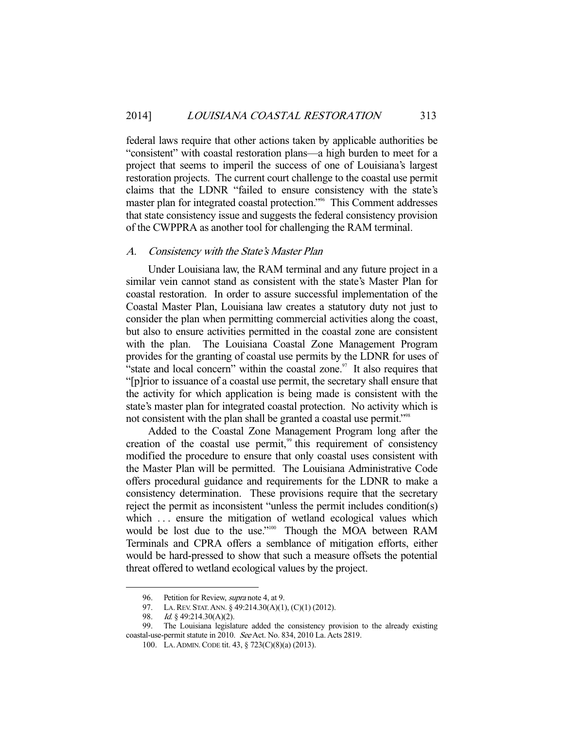federal laws require that other actions taken by applicable authorities be "consistent" with coastal restoration plans—a high burden to meet for a project that seems to imperil the success of one of Louisiana's largest restoration projects. The current court challenge to the coastal use permit claims that the LDNR "failed to ensure consistency with the state's master plan for integrated coastal protection."[96] This Comment addresses that state consistency issue and suggests the federal consistency provision of the CWPPRA as another tool for challenging the RAM terminal.

### *A. Consistency with the State's Master Plan*

Under Louisiana law, the RAM terminal and any future project in a similar vein cannot stand as consistent with the state's Master Plan for coastal restoration. In order to assure successful implementation of the Coastal Master Plan, Louisiana law creates a statutory duty not just to consider the plan when permitting commercial activities along the coast, but also to ensure activities permitted in the coastal zone are consistent with the plan. The Louisiana Coastal Zone Management Program provides for the granting of coastal use permits by the LDNR for uses of "state and local concern" within the coastal zone.[97] It also requires that "[p]rior to issuance of a coastal use permit, the secretary shall ensure that the activity for which application is being made is consistent with the state's master plan for integrated coastal protection. No activity which is not consistent with the plan shall be granted a coastal use permit."[98]

Added to the Coastal Zone Management Program long after the creation of the coastal use permit,[99] this requirement of consistency modified the procedure to ensure that only coastal uses consistent with the Master Plan will be permitted. The Louisiana Administrative Code offers procedural guidance and requirements for the LDNR to make a consistency determination. These provisions require that the secretary reject the permit as inconsistent "unless the permit includes condition(s) which . . . ensure the mitigation of wetland ecological values which would be lost due to the use."[100] Though the MOA between RAM Terminals and CPRA offers a semblance of mitigation efforts, either would be hard-pressed to show that such a measure offsets the potential threat offered to wetland ecological values by the project.

---

96. Petition for Review, *supra* note 4, at 9.

97. LA. REV. STAT. ANN. § 49:214.30(A)(1), (C)(1) (2012).

98. *Id.* § 49:214.30(A)(2).

99. The Louisiana legislature added the consistency provision to the already existing coastal-use-permit statute in 2010. *See* Act. No. 834, 2010 La. Acts 2819.

100. LA. ADMIN. CODE tit. 43, § 723(C)(8)(a) (2013).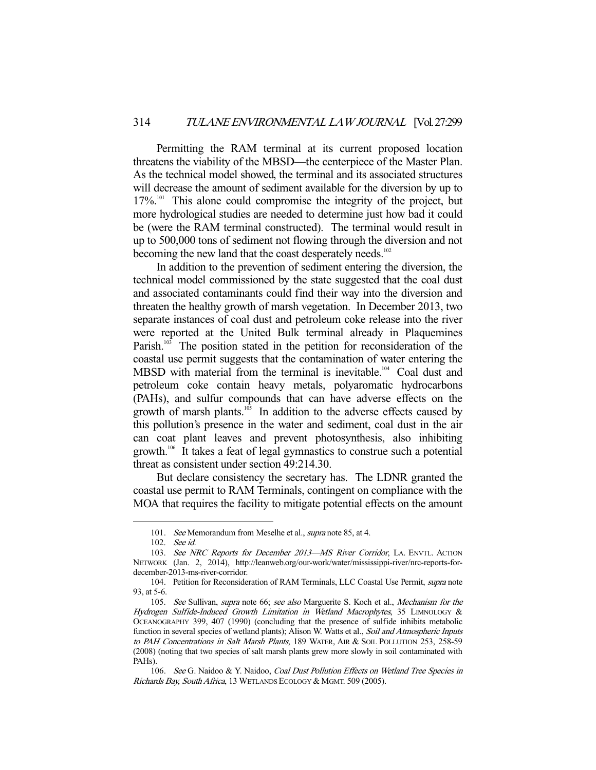Permitting the RAM terminal at its current proposed location threatens the viability of the MBSD—the centerpiece of the Master Plan. As the technical model showed, the terminal and its associated structures will decrease the amount of sediment available for the diversion by up to 17%.[101] This alone could compromise the integrity of the project, but more hydrological studies are needed to determine just how bad it could be (were the RAM terminal constructed). The terminal would result in up to 500,000 tons of sediment not flowing through the diversion and not becoming the new land that the coast desperately needs.[102]

In addition to the prevention of sediment entering the diversion, the technical model commissioned by the state suggested that the coal dust and associated contaminants could find their way into the diversion and threaten the healthy growth of marsh vegetation. In December 2013, two separate instances of coal dust and petroleum coke release into the river were reported at the United Bulk terminal already in Plaquemines Parish.[103] The position stated in the petition for reconsideration of the coastal use permit suggests that the contamination of water entering the MBSD with material from the terminal is inevitable.[104] Coal dust and petroleum coke contain heavy metals, polyaromatic hydrocarbons (PAHs), and sulfur compounds that can have adverse effects on the growth of marsh plants.[105] In addition to the adverse effects caused by this pollution's presence in the water and sediment, coal dust in the air can coat plant leaves and prevent photosynthesis, also inhibiting growth.[106] It takes a feat of legal gymnastics to construe such a potential threat as consistent under section 49:214.30.

But declare consistency the secretary has. The LDNR granted the coastal use permit to RAM Terminals, contingent on compliance with the MOA that requires the facility to mitigate potential effects on the amount

---

101. *See* Memorandum from Meselhe et al., *supra* note 85, at 4.

102. *See id.*

103. *See NRC Reports for December 2013—MS River Corridor*, LA. ENVTL. ACTION NETWORK (Jan. 2, 2014), http://leanweb.org/our-work/water/mississippi-river/nrc-reports-for-december-2013-ms-river-corridor.

104. Petition for Reconsideration of RAM Terminals, LLC Coastal Use Permit, *supra* note 93, at 5-6.

105. *See* Sullivan, *supra* note 66; *see also* Marguerite S. Koch et al., *Mechanism for the Hydrogen Sulfide-Induced Growth Limitation in Wetland Macrophytes*, 35 LIMNOLOGY & OCEANOGRAPHY 399, 407 (1990) (concluding that the presence of sulfide inhibits metabolic function in several species of wetland plants); Alison W. Watts et al., *Soil and Atmospheric Inputs to PAH Concentrations in Salt Marsh Plants*, 189 WATER, AIR & SOIL POLLUTION 253, 258-59 (2008) (noting that two species of salt marsh plants grew more slowly in soil contaminated with PAHs).

106. *See* G. Naidoo & Y. Naidoo, *Coal Dust Pollution Effects on Wetland Tree Species in Richards Bay, South Africa*, 13 WETLANDS ECOLOGY & MGMT. 509 (2005).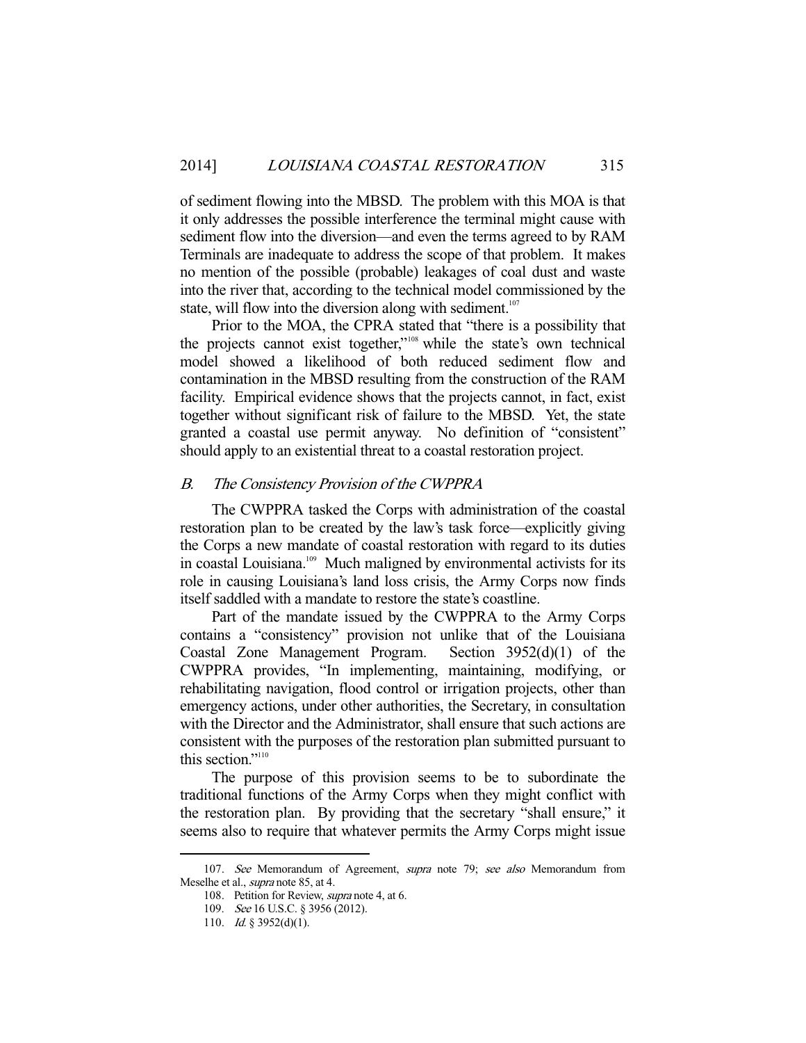of sediment flowing into the MBSD. The problem with this MOA is that it only addresses the possible interference the terminal might cause with sediment flow into the diversion—and even the terms agreed to by RAM Terminals are inadequate to address the scope of that problem. It makes no mention of the possible (probable) leakages of coal dust and waste into the river that, according to the technical model commissioned by the state, will flow into the diversion along with sediment.[107]

Prior to the MOA, the CPRA stated that "there is a possibility that the projects cannot exist together,"[108] while the state's own technical model showed a likelihood of both reduced sediment flow and contamination in the MBSD resulting from the construction of the RAM facility. Empirical evidence shows that the projects cannot, in fact, exist together without significant risk of failure to the MBSD. Yet, the state granted a coastal use permit anyway. No definition of "consistent" should apply to an existential threat to a coastal restoration project.

### *B. The Consistency Provision of the CWPPRA*

The CWPPRA tasked the Corps with administration of the coastal restoration plan to be created by the law's task force—explicitly giving the Corps a new mandate of coastal restoration with regard to its duties in coastal Louisiana.[109] Much maligned by environmental activists for its role in causing Louisiana's land loss crisis, the Army Corps now finds itself saddled with a mandate to restore the state's coastline.

Part of the mandate issued by the CWPPRA to the Army Corps contains a "consistency" provision not unlike that of the Louisiana Coastal Zone Management Program. Section 3952(d)(1) of the CWPPRA provides, "In implementing, maintaining, modifying, or rehabilitating navigation, flood control or irrigation projects, other than emergency actions, under other authorities, the Secretary, in consultation with the Director and the Administrator, shall ensure that such actions are consistent with the purposes of the restoration plan submitted pursuant to this section."[110]

The purpose of this provision seems to be to subordinate the traditional functions of the Army Corps when they might conflict with the restoration plan. By providing that the secretary "shall ensure," it seems also to require that whatever permits the Army Corps might issue

---

107. *See* Memorandum of Agreement, *supra* note 79; *see also* Memorandum from Meselhe et al., *supra* note 85, at 4.

108. Petition for Review, *supra* note 4, at 6.

109. *See* 16 U.S.C. § 3956 (2012).

110. *Id.* § 3952(d)(1).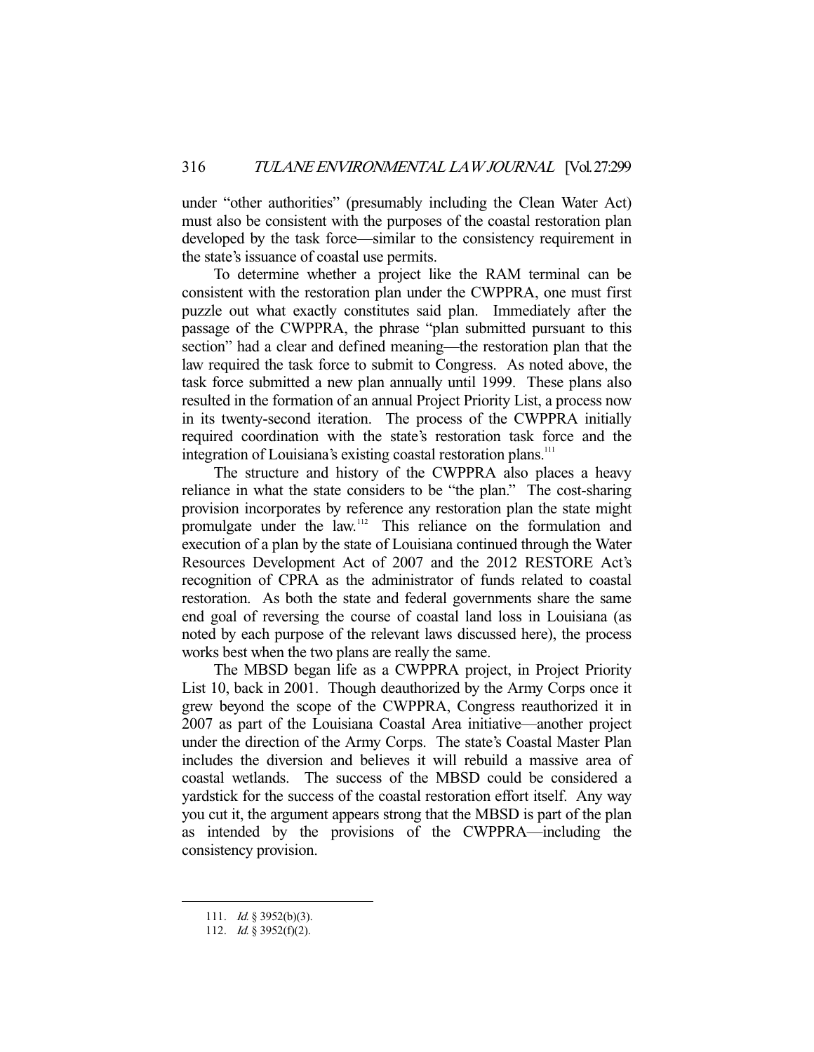under "other authorities" (presumably including the Clean Water Act) must also be consistent with the purposes of the coastal restoration plan developed by the task force—similar to the consistency requirement in the state's issuance of coastal use permits.

To determine whether a project like the RAM terminal can be consistent with the restoration plan under the CWPPRA, one must first puzzle out what exactly constitutes said plan. Immediately after the passage of the CWPPRA, the phrase "plan submitted pursuant to this section" had a clear and defined meaning—the restoration plan that the law required the task force to submit to Congress. As noted above, the task force submitted a new plan annually until 1999. These plans also resulted in the formation of an annual Project Priority List, a process now in its twenty-second iteration. The process of the CWPPRA initially required coordination with the state's restoration task force and the integration of Louisiana's existing coastal restoration plans.[111]

The structure and history of the CWPPRA also places a heavy reliance in what the state considers to be "the plan." The cost-sharing provision incorporates by reference any restoration plan the state might promulgate under the law.[112] This reliance on the formulation and execution of a plan by the state of Louisiana continued through the Water Resources Development Act of 2007 and the 2012 RESTORE Act's recognition of CPRA as the administrator of funds related to coastal restoration. As both the state and federal governments share the same end goal of reversing the course of coastal land loss in Louisiana (as noted by each purpose of the relevant laws discussed here), the process works best when the two plans are really the same.

The MBSD began life as a CWPPRA project, in Project Priority List 10, back in 2001. Though deauthorized by the Army Corps once it grew beyond the scope of the CWPPRA, Congress reauthorized it in 2007 as part of the Louisiana Coastal Area initiative—another project under the direction of the Army Corps. The state's Coastal Master Plan includes the diversion and believes it will rebuild a massive area of coastal wetlands. The success of the MBSD could be considered a yardstick for the success of the coastal restoration effort itself. Any way you cut it, the argument appears strong that the MBSD is part of the plan as intended by the provisions of the CWPPRA—including the consistency provision.

---

111. *Id.* § 3952(b)(3).

112. *Id.* § 3952(f)(2).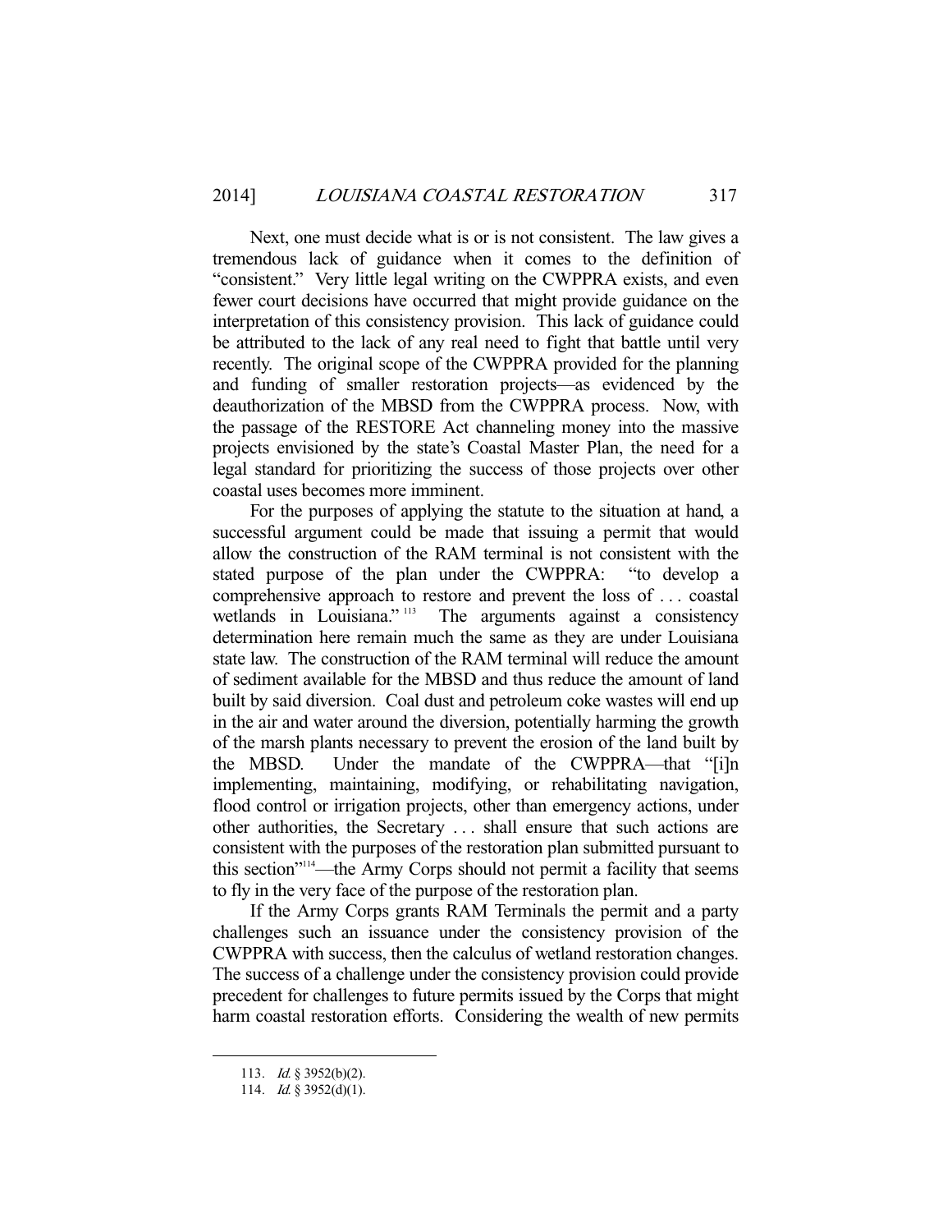Next, one must decide what is or is not consistent. The law gives a tremendous lack of guidance when it comes to the definition of "consistent." Very little legal writing on the CWPPRA exists, and even fewer court decisions have occurred that might provide guidance on the interpretation of this consistency provision. This lack of guidance could be attributed to the lack of any real need to fight that battle until very recently. The original scope of the CWPPRA provided for the planning and funding of smaller restoration projects—as evidenced by the deauthorization of the MBSD from the CWPPRA process. Now, with the passage of the RESTORE Act channeling money into the massive projects envisioned by the state's Coastal Master Plan, the need for a legal standard for prioritizing the success of those projects over other coastal uses becomes more imminent.

For the purposes of applying the statute to the situation at hand, a successful argument could be made that issuing a permit that would allow the construction of the RAM terminal is not consistent with the stated purpose of the plan under the CWPPRA: "to develop a comprehensive approach to restore and prevent the loss of . . . coastal wetlands in Louisiana."[113] The arguments against a consistency determination here remain much the same as they are under Louisiana state law. The construction of the RAM terminal will reduce the amount of sediment available for the MBSD and thus reduce the amount of land built by said diversion. Coal dust and petroleum coke wastes will end up in the air and water around the diversion, potentially harming the growth of the marsh plants necessary to prevent the erosion of the land built by the MBSD. Under the mandate of the CWPPRA—that "[i]n implementing, maintaining, modifying, or rehabilitating navigation, flood control or irrigation projects, other than emergency actions, under other authorities, the Secretary . . . shall ensure that such actions are consistent with the purposes of the restoration plan submitted pursuant to this section"[114]—the Army Corps should not permit a facility that seems to fly in the very face of the purpose of the restoration plan.

If the Army Corps grants RAM Terminals the permit and a party challenges such an issuance under the consistency provision of the CWPPRA with success, then the calculus of wetland restoration changes. The success of a challenge under the consistency provision could provide precedent for challenges to future permits issued by the Corps that might harm coastal restoration efforts. Considering the wealth of new permits

---

113. *Id.* § 3952(b)(2).

114. *Id.* § 3952(d)(1).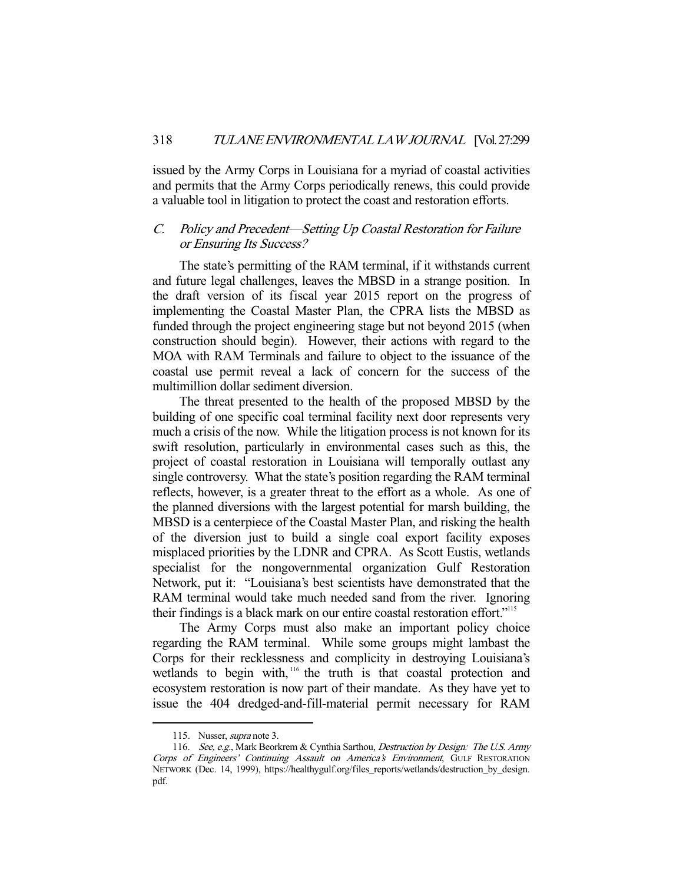issued by the Army Corps in Louisiana for a myriad of coastal activities and permits that the Army Corps periodically renews, this could provide a valuable tool in litigation to protect the coast and restoration efforts.

### *C. Policy and Precedent—Setting Up Coastal Restoration for Failure or Ensuring Its Success?*

The state's permitting of the RAM terminal, if it withstands current and future legal challenges, leaves the MBSD in a strange position. In the draft version of its fiscal year 2015 report on the progress of implementing the Coastal Master Plan, the CPRA lists the MBSD as funded through the project engineering stage but not beyond 2015 (when construction should begin). However, their actions with regard to the MOA with RAM Terminals and failure to object to the issuance of the coastal use permit reveal a lack of concern for the success of the multimillion dollar sediment diversion.

The threat presented to the health of the proposed MBSD by the building of one specific coal terminal facility next door represents very much a crisis of the now. While the litigation process is not known for its swift resolution, particularly in environmental cases such as this, the project of coastal restoration in Louisiana will temporally outlast any single controversy. What the state's position regarding the RAM terminal reflects, however, is a greater threat to the effort as a whole. As one of the planned diversions with the largest potential for marsh building, the MBSD is a centerpiece of the Coastal Master Plan, and risking the health of the diversion just to build a single coal export facility exposes misplaced priorities by the LDNR and CPRA. As Scott Eustis, wetlands specialist for the nongovernmental organization Gulf Restoration Network, put it: "Louisiana's best scientists have demonstrated that the RAM terminal would take much needed sand from the river. Ignoring their findings is a black mark on our entire coastal restoration effort."[115]

The Army Corps must also make an important policy choice regarding the RAM terminal. While some groups might lambast the Corps for their recklessness and complicity in destroying Louisiana's wetlands to begin with,[116] the truth is that coastal protection and ecosystem restoration is now part of their mandate. As they have yet to issue the 404 dredged-and-fill-material permit necessary for RAM

---

115. Nusser, *supra* note 3.

116. *See, e.g.*, Mark Beorkrem & Cynthia Sarthou, *Destruction by Design: The U.S. Army Corps of Engineers' Continuing Assault on America's Environment*, GULF RESTORATION NETWORK (Dec. 14, 1999), https://healthygulf.org/files_reports/wetlands/destruction_by_design.pdf.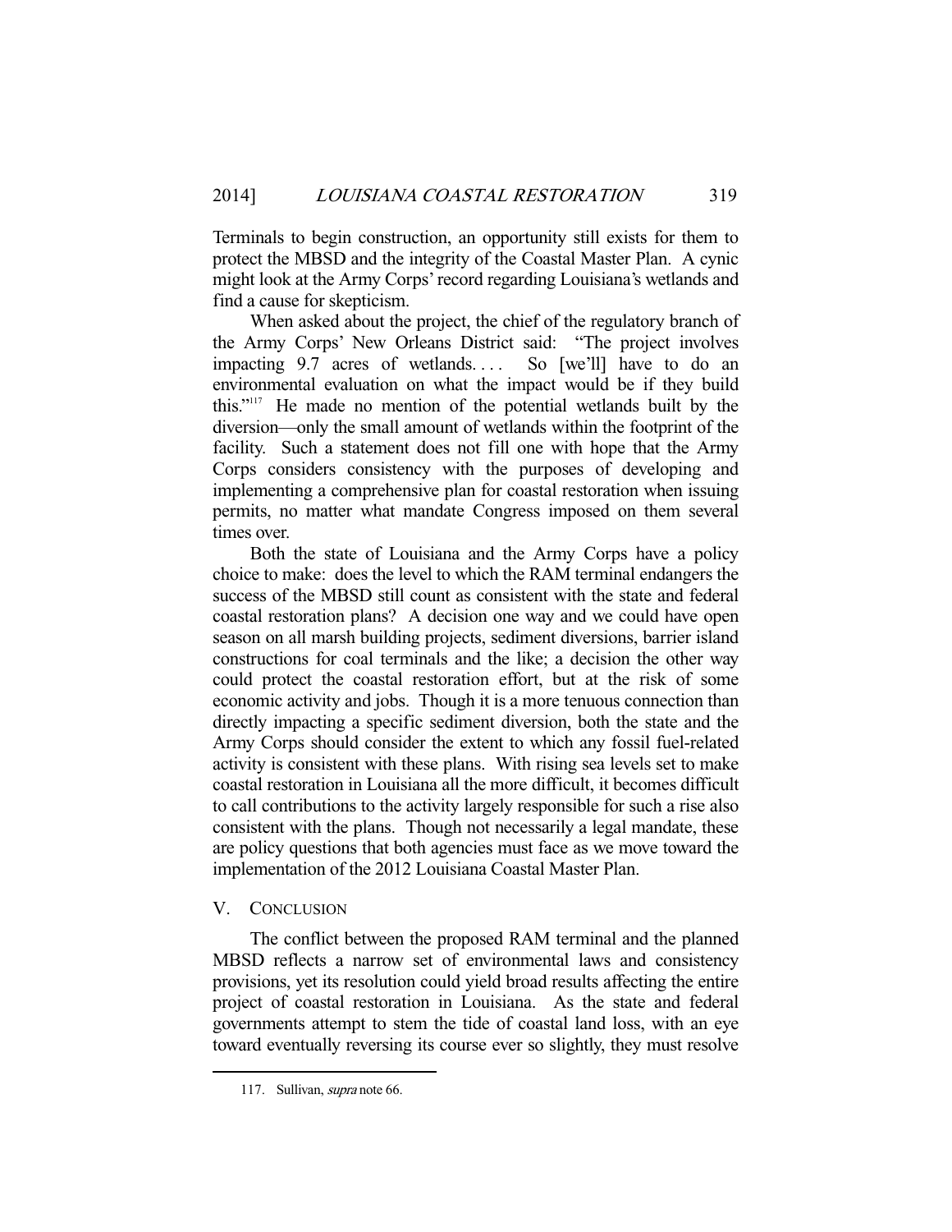Terminals to begin construction, an opportunity still exists for them to protect the MBSD and the integrity of the Coastal Master Plan. A cynic might look at the Army Corps' record regarding Louisiana's wetlands and find a cause for skepticism.

When asked about the project, the chief of the regulatory branch of the Army Corps' New Orleans District said: "The project involves impacting 9.7 acres of wetlands. . . . So [we'll] have to do an environmental evaluation on what the impact would be if they build this."[117] He made no mention of the potential wetlands built by the diversion—only the small amount of wetlands within the footprint of the facility. Such a statement does not fill one with hope that the Army Corps considers consistency with the purposes of developing and implementing a comprehensive plan for coastal restoration when issuing permits, no matter what mandate Congress imposed on them several times over.

Both the state of Louisiana and the Army Corps have a policy choice to make: does the level to which the RAM terminal endangers the success of the MBSD still count as consistent with the state and federal coastal restoration plans? A decision one way and we could have open season on all marsh building projects, sediment diversions, barrier island constructions for coal terminals and the like; a decision the other way could protect the coastal restoration effort, but at the risk of some economic activity and jobs. Though it is a more tenuous connection than directly impacting a specific sediment diversion, both the state and the Army Corps should consider the extent to which any fossil fuel-related activity is consistent with these plans. With rising sea levels set to make coastal restoration in Louisiana all the more difficult, it becomes difficult to call contributions to the activity largely responsible for such a rise also consistent with the plans. Though not necessarily a legal mandate, these are policy questions that both agencies must face as we move toward the implementation of the 2012 Louisiana Coastal Master Plan.

## V. Conclusion

The conflict between the proposed RAM terminal and the planned MBSD reflects a narrow set of environmental laws and consistency provisions, yet its resolution could yield broad results affecting the entire project of coastal restoration in Louisiana. As the state and federal governments attempt to stem the tide of coastal land loss, with an eye toward eventually reversing its course ever so slightly, they must resolve

117. Sullivan, *supra* note 66.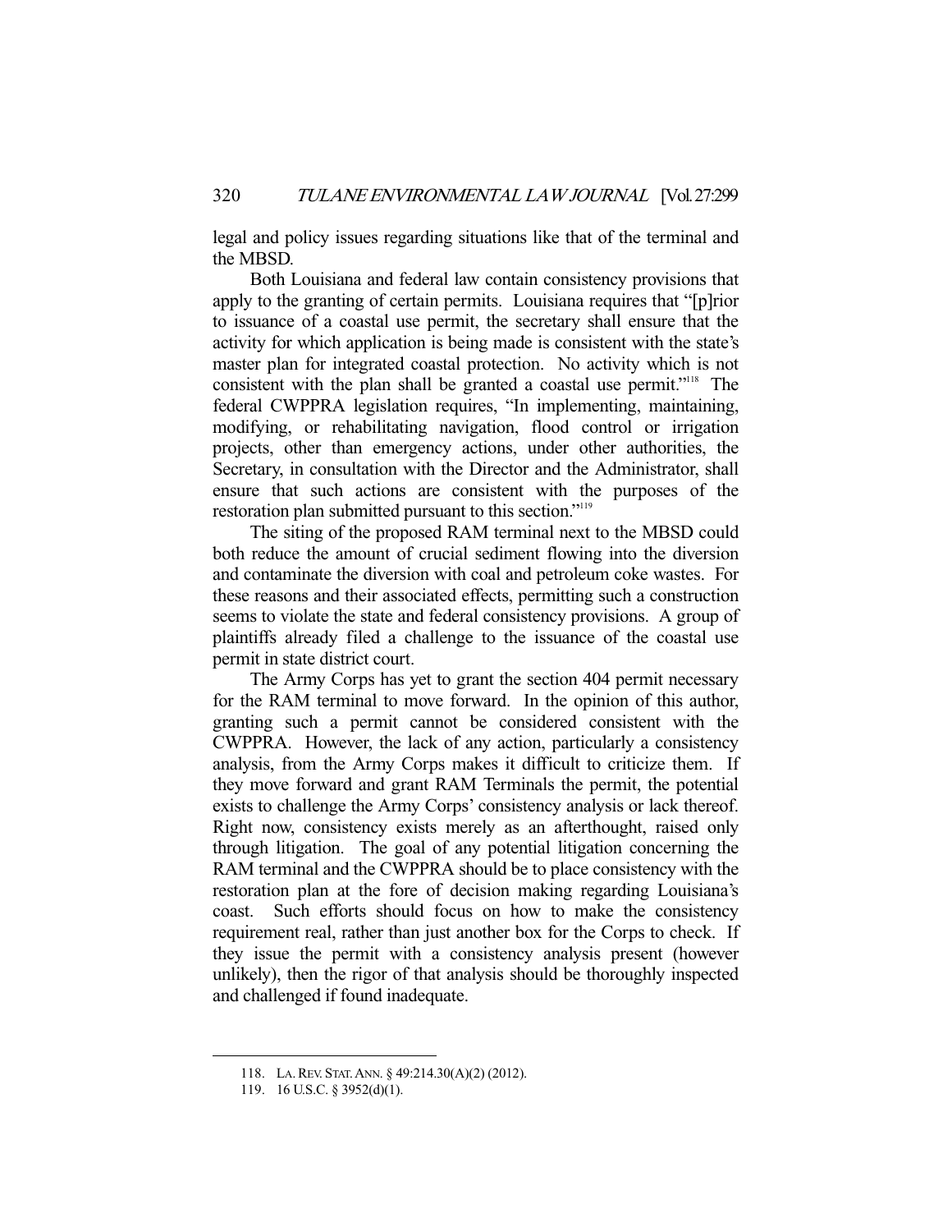legal and policy issues regarding situations like that of the terminal and the MBSD.

Both Louisiana and federal law contain consistency provisions that apply to the granting of certain permits. Louisiana requires that "[p]rior to issuance of a coastal use permit, the secretary shall ensure that the activity for which application is being made is consistent with the state's master plan for integrated coastal protection. No activity which is not consistent with the plan shall be granted a coastal use permit."[118] The federal CWPPRA legislation requires, "In implementing, maintaining, modifying, or rehabilitating navigation, flood control or irrigation projects, other than emergency actions, under other authorities, the Secretary, in consultation with the Director and the Administrator, shall ensure that such actions are consistent with the purposes of the restoration plan submitted pursuant to this section."[119]

The siting of the proposed RAM terminal next to the MBSD could both reduce the amount of crucial sediment flowing into the diversion and contaminate the diversion with coal and petroleum coke wastes. For these reasons and their associated effects, permitting such a construction seems to violate the state and federal consistency provisions. A group of plaintiffs already filed a challenge to the issuance of the coastal use permit in state district court.

The Army Corps has yet to grant the section 404 permit necessary for the RAM terminal to move forward. In the opinion of this author, granting such a permit cannot be considered consistent with the CWPPRA. However, the lack of any action, particularly a consistency analysis, from the Army Corps makes it difficult to criticize them. If they move forward and grant RAM Terminals the permit, the potential exists to challenge the Army Corps' consistency analysis or lack thereof. Right now, consistency exists merely as an afterthought, raised only through litigation. The goal of any potential litigation concerning the RAM terminal and the CWPPRA should be to place consistency with the restoration plan at the fore of decision making regarding Louisiana's coast. Such efforts should focus on how to make the consistency requirement real, rather than just another box for the Corps to check. If they issue the permit with a consistency analysis present (however unlikely), then the rigor of that analysis should be thoroughly inspected and challenged if found inadequate.

---

118. LA. REV. STAT. ANN. § 49:214.30(A)(2) (2012).

119. 16 U.S.C. § 3952(d)(1).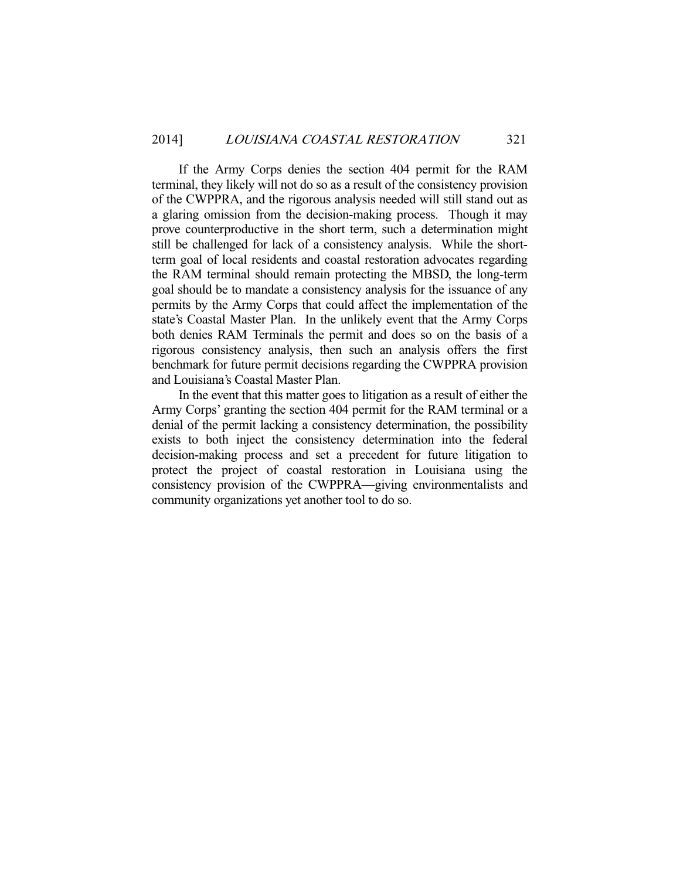If the Army Corps denies the section 404 permit for the RAM terminal, they likely will not do so as a result of the consistency provision of the CWPPRA, and the rigorous analysis needed will still stand out as a glaring omission from the decision-making process. Though it may prove counterproductive in the short term, such a determination might still be challenged for lack of a consistency analysis. While the short-term goal of local residents and coastal restoration advocates regarding the RAM terminal should remain protecting the MBSD, the long-term goal should be to mandate a consistency analysis for the issuance of any permits by the Army Corps that could affect the implementation of the state's Coastal Master Plan. In the unlikely event that the Army Corps both denies RAM Terminals the permit and does so on the basis of a rigorous consistency analysis, then such an analysis offers the first benchmark for future permit decisions regarding the CWPPRA provision and Louisiana's Coastal Master Plan.

In the event that this matter goes to litigation as a result of either the Army Corps' granting the section 404 permit for the RAM terminal or a denial of the permit lacking a consistency determination, the possibility exists to both inject the consistency determination into the federal decision-making process and set a precedent for future litigation to protect the project of coastal restoration in Louisiana using the consistency provision of the CWPPRA—giving environmentalists and community organizations yet another tool to do so.